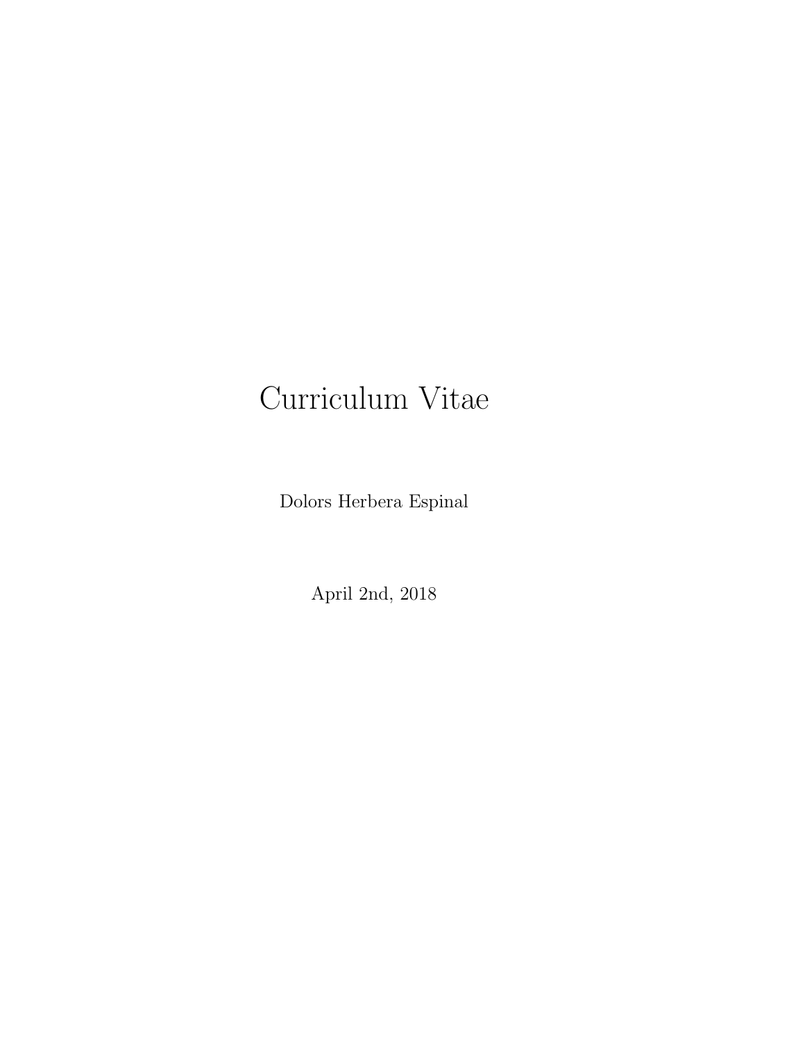# Curriculum Vitae

Dolors Herbera Espinal

April 2nd, 2018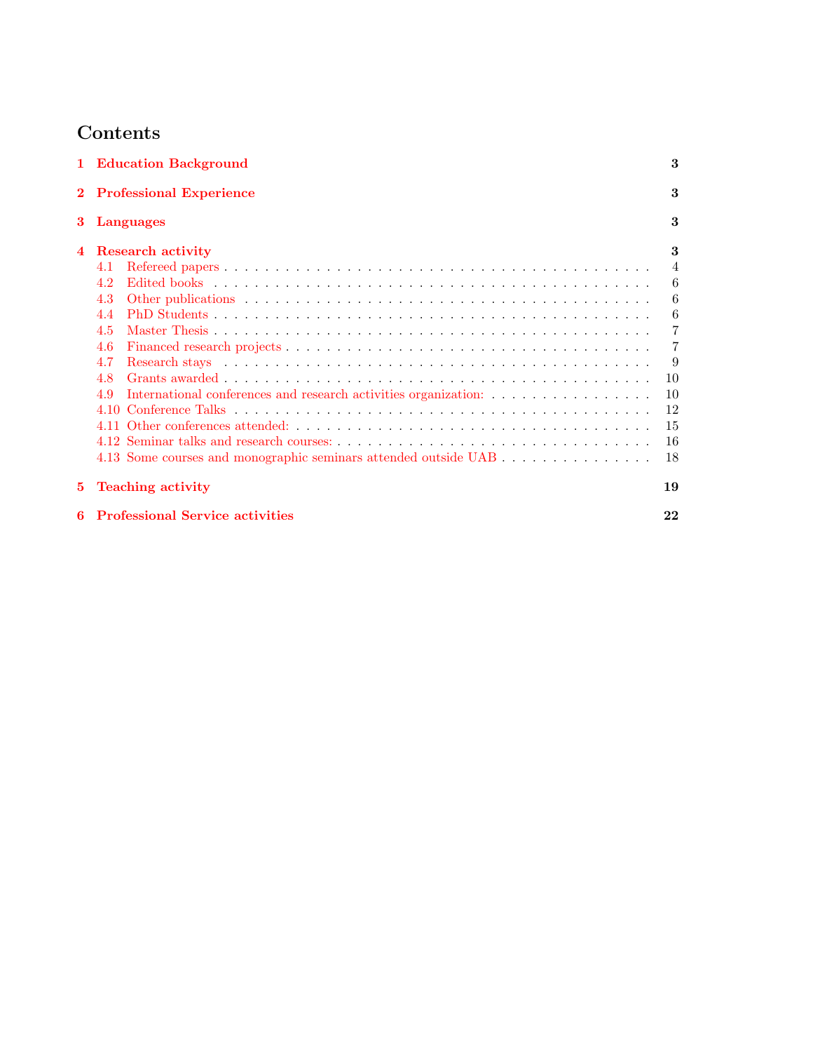# Contents

| | | |
|---|---|---|
| **1** | **Education Background** | **3** |
| **2** | **Professional Experience** | **3** |
| **3** | **Languages** | **3** |
| **4** | **Research activity** | **3** |
| 4.1 | Refereed papers | 4 |
| 4.2 | Edited books | 6 |
| 4.3 | Other publications | 6 |
| 4.4 | PhD Students | 6 |
| 4.5 | Master Thesis | 7 |
| 4.6 | Financed research projects | 7 |
| 4.7 | Research stays | 9 |
| 4.8 | Grants awarded | 10 |
| 4.9 | International conferences and research activities organization: | 10 |
| 4.10 | Conference Talks | 12 |
| 4.11 | Other conferences attended: | 15 |
| 4.12 | Seminar talks and research courses: | 16 |
| 4.13 | Some courses and monographic seminars attended outside UAB | 18 |
| **5** | **Teaching activity** | **19** |
| **6** | **Professional Service activities** | **22** |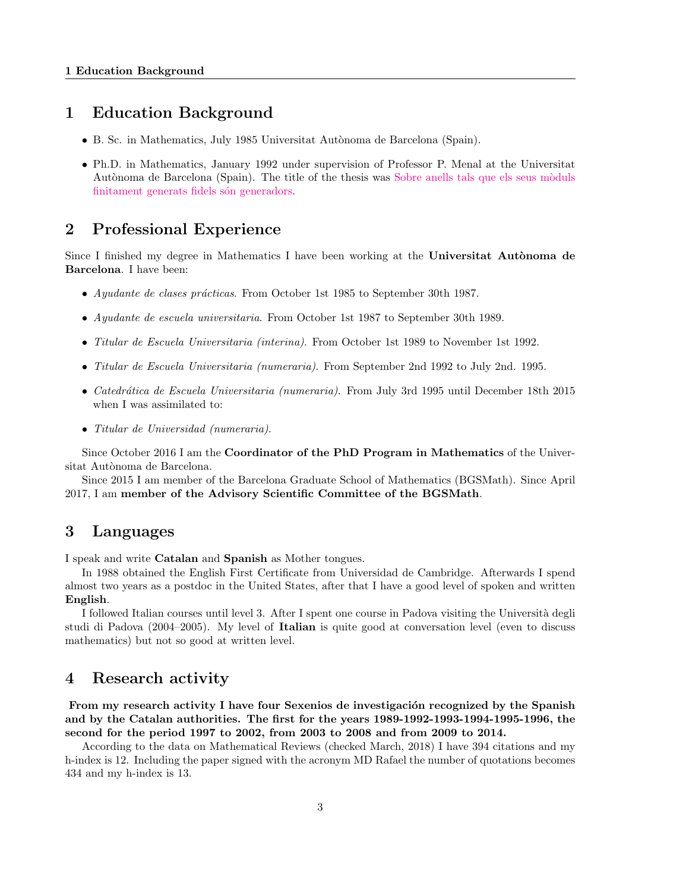# 1 Education Background

- B. Sc. in Mathematics, July 1985 Universitat Autònoma de Barcelona (Spain).
- Ph.D. in Mathematics, January 1992 under supervision of Professor P. Menal at the Universitat Autònoma de Barcelona (Spain). The title of the thesis was Sobre anells tals que els seus mòduls finitament generats fidels són generadors.

# 2 Professional Experience

Since I finished my degree in Mathematics I have been working at the **Universitat Autònoma de Barcelona**. I have been:

- *Ayudante de clases prácticas*. From October 1st 1985 to September 30th 1987.
- *Ayudante de escuela universitaria*. From October 1st 1987 to September 30th 1989.
- *Titular de Escuela Universitaria (interina)*. From October 1st 1989 to November 1st 1992.
- *Titular de Escuela Universitaria (numeraria)*. From September 2nd 1992 to July 2nd. 1995.
- *Catedrática de Escuela Universitaria (numeraria)*. From July 3rd 1995 until December 18th 2015 when I was assimilated to:
- *Titular de Universidad (numeraria)*.

Since October 2016 I am the **Coordinator of the PhD Program in Mathematics** of the Universitat Autònoma de Barcelona.

Since 2015 I am member of the Barcelona Graduate School of Mathematics (BGSMath). Since April 2017, I am **member of the Advisory Scientific Committee of the BGSMath**.

# 3 Languages

I speak and write **Catalan** and **Spanish** as Mother tongues.

In 1988 obtained the English First Certificate from Universidad de Cambridge. Afterwards I spend almost two years as a postdoc in the United States, after that I have a good level of spoken and written **English**.

I followed Italian courses until level 3. After I spent one course in Padova visiting the Università degli studi di Padova (2004–2005). My level of **Italian** is quite good at conversation level (even to discuss mathematics) but not so good at written level.

# 4 Research activity

**From my research activity I have four Sexenios de investigación recognized by the Spanish and by the Catalan authorities. The first for the years 1989-1992-1993-1994-1995-1996, the second for the period 1997 to 2002, from 2003 to 2008 and from 2009 to 2014.**

According to the data on Mathematical Reviews (checked March, 2018) I have 394 citations and my h-index is 12. Including the paper signed with the acronym MD Rafael the number of quotations becomes 434 and my h-index is 13.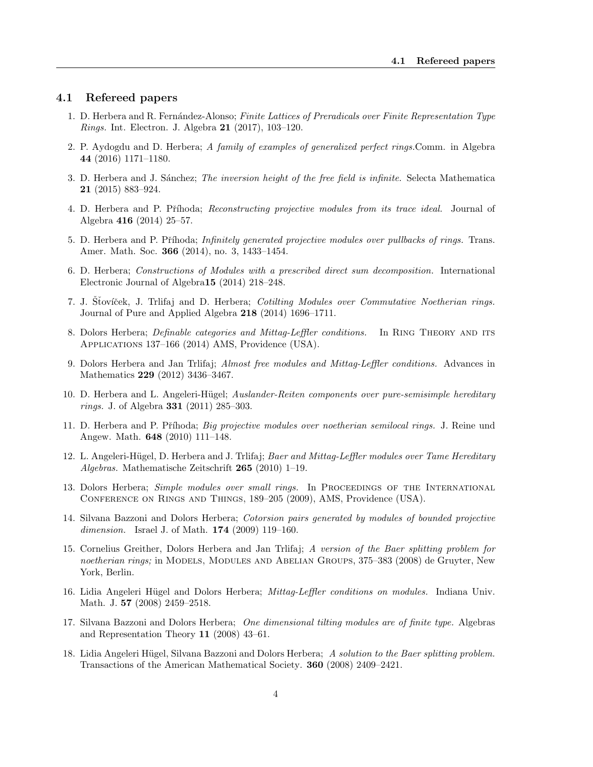## 4.1 Refereed papers

1. D. Herbera and R. Fernández-Alonso; *Finite Lattices of Preradicals over Finite Representation Type Rings.* Int. Electron. J. Algebra **21** (2017), 103–120.
2. P. Aydogdu and D. Herbera; *A family of examples of generalized perfect rings.*Comm. in Algebra **44** (2016) 1171–1180.
3. D. Herbera and J. Sánchez; *The inversion height of the free field is infinite.* Selecta Mathematica **21** (2015) 883–924.
4. D. Herbera and P. Příhoda; *Reconstructing projective modules from its trace ideal.* Journal of Algebra **416** (2014) 25–57.
5. D. Herbera and P. Příhoda; *Infinitely generated projective modules over pullbacks of rings.* Trans. Amer. Math. Soc. **366** (2014), no. 3, 1433–1454.
6. D. Herbera; *Constructions of Modules with a prescribed direct sum decomposition.* International Electronic Journal of Algebra**15** (2014) 218–248.
7. J. Šťovíček, J. Trlifaj and D. Herbera; *Cotilting Modules over Commutative Noetherian rings.* Journal of Pure and Applied Algebra **218** (2014) 1696–1711.
8. Dolors Herbera; *Definable categories and Mittag-Leffler conditions.* In Ring Theory and its Applications 137–166 (2014) AMS, Providence (USA).
9. Dolors Herbera and Jan Trlifaj; *Almost free modules and Mittag-Leffler conditions.* Advances in Mathematics **229** (2012) 3436–3467.
10. D. Herbera and L. Angeleri-Hügel; *Auslander-Reiten components over pure-semisimple hereditary rings.* J. of Algebra **331** (2011) 285–303.
11. D. Herbera and P. Příhoda; *Big projective modules over noetherian semilocal rings.* J. Reine und Angew. Math. **648** (2010) 111–148.
12. L. Angeleri-Hügel, D. Herbera and J. Trlifaj; *Baer and Mittag-Leffler modules over Tame Hereditary Algebras.* Mathematische Zeitschrift **265** (2010) 1–19.
13. Dolors Herbera; *Simple modules over small rings.* In Proceedings of the International Conference on Rings and Things, 189–205 (2009), AMS, Providence (USA).
14. Silvana Bazzoni and Dolors Herbera; *Cotorsion pairs generated by modules of bounded projective dimension.* Israel J. of Math. **174** (2009) 119–160.
15. Cornelius Greither, Dolors Herbera and Jan Trlifaj; *A version of the Baer splitting problem for noetherian rings;* in Models, Modules and Abelian Groups, 375–383 (2008) de Gruyter, New York, Berlin.
16. Lidia Angeleri Hügel and Dolors Herbera; *Mittag-Leffler conditions on modules.* Indiana Univ. Math. J. **57** (2008) 2459–2518.
17. Silvana Bazzoni and Dolors Herbera; *One dimensional tilting modules are of finite type.* Algebras and Representation Theory **11** (2008) 43–61.
18. Lidia Angeleri Hügel, Silvana Bazzoni and Dolors Herbera; *A solution to the Baer splitting problem.* Transactions of the American Mathematical Society. **360** (2008) 2409–2421.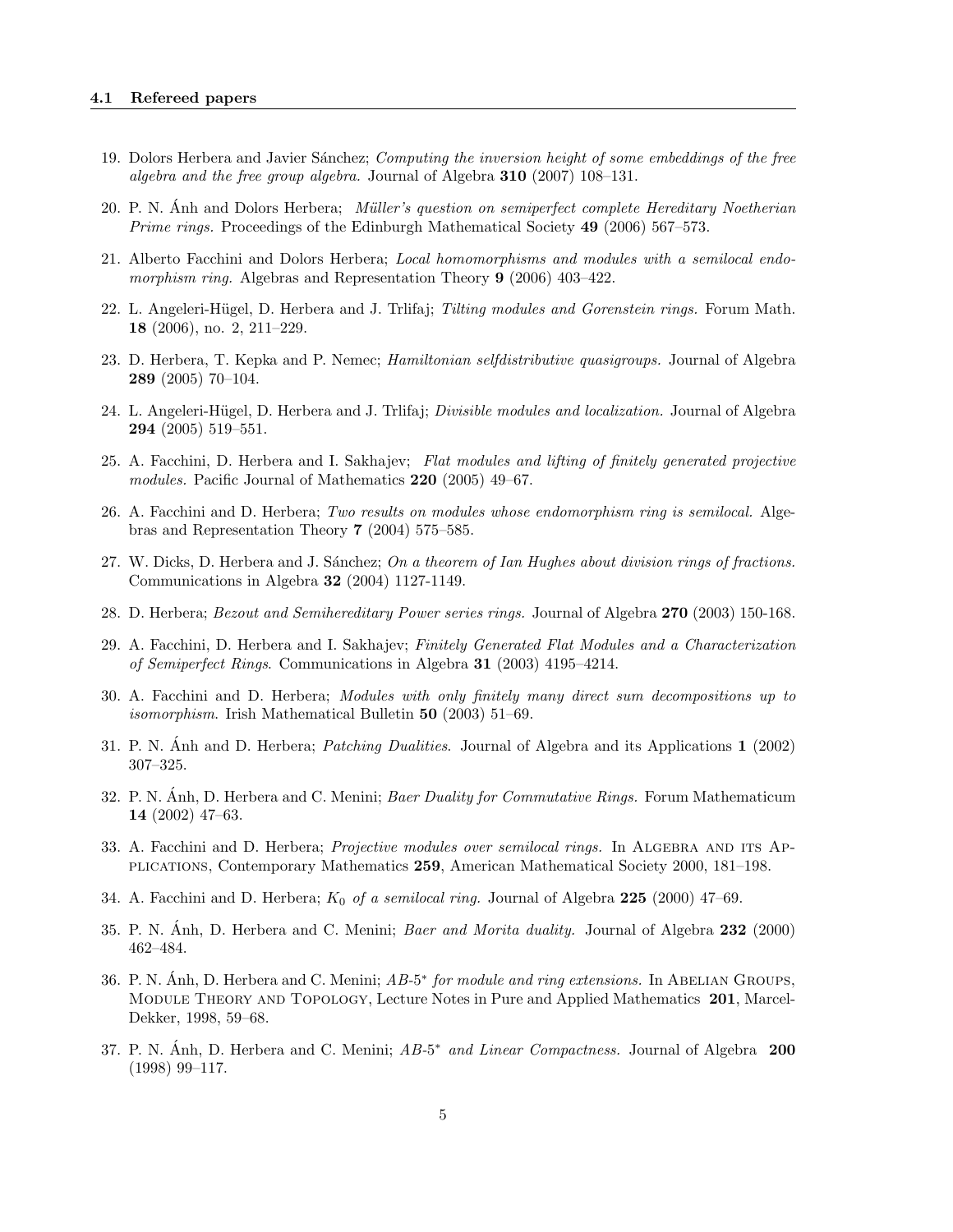### 4.1 Refereed papers

19. Dolors Herbera and Javier Sánchez; *Computing the inversion height of some embeddings of the free algebra and the free group algebra.* Journal of Algebra **310** (2007) 108–131.

20. P. N. Ánh and Dolors Herbera; *Müller's question on semiperfect complete Hereditary Noetherian Prime rings.* Proceedings of the Edinburgh Mathematical Society **49** (2006) 567–573.

21. Alberto Facchini and Dolors Herbera; *Local homomorphisms and modules with a semilocal endomorphism ring.* Algebras and Representation Theory **9** (2006) 403–422.

22. L. Angeleri-Hügel, D. Herbera and J. Trlifaj; *Tilting modules and Gorenstein rings.* Forum Math. **18** (2006), no. 2, 211–229.

23. D. Herbera, T. Kepka and P. Nemec; *Hamiltonian selfdistributive quasigroups.* Journal of Algebra **289** (2005) 70–104.

24. L. Angeleri-Hügel, D. Herbera and J. Trlifaj; *Divisible modules and localization.* Journal of Algebra **294** (2005) 519–551.

25. A. Facchini, D. Herbera and I. Sakhajev; *Flat modules and lifting of finitely generated projective modules.* Pacific Journal of Mathematics **220** (2005) 49–67.

26. A. Facchini and D. Herbera; *Two results on modules whose endomorphism ring is semilocal.* Algebras and Representation Theory **7** (2004) 575–585.

27. W. Dicks, D. Herbera and J. Sánchez; *On a theorem of Ian Hughes about division rings of fractions.* Communications in Algebra **32** (2004) 1127-1149.

28. D. Herbera; *Bezout and Semihereditary Power series rings.* Journal of Algebra **270** (2003) 150-168.

29. A. Facchini, D. Herbera and I. Sakhajev; *Finitely Generated Flat Modules and a Characterization of Semiperfect Rings*. Communications in Algebra **31** (2003) 4195–4214.

30. A. Facchini and D. Herbera; *Modules with only finitely many direct sum decompositions up to isomorphism*. Irish Mathematical Bulletin **50** (2003) 51–69.

31. P. N. Ánh and D. Herbera; *Patching Dualities*. Journal of Algebra and its Applications **1** (2002) 307–325.

32. P. N. Ánh, D. Herbera and C. Menini; *Baer Duality for Commutative Rings.* Forum Mathematicum **14** (2002) 47–63.

33. A. Facchini and D. Herbera; *Projective modules over semilocal rings.* In Algebra and its Applications, Contemporary Mathematics **259**, American Mathematical Society 2000, 181–198.

34. A. Facchini and D. Herbera; *$K_0$ of a semilocal ring.* Journal of Algebra **225** (2000) 47–69.

35. P. N. Ánh, D. Herbera and C. Menini; *Baer and Morita duality.* Journal of Algebra **232** (2000) 462–484.

36. P. N. Ánh, D. Herbera and C. Menini; *AB-5$^*$ for module and ring extensions.* In Abelian Groups, Module Theory and Topology, Lecture Notes in Pure and Applied Mathematics **201**, Marcel-Dekker, 1998, 59–68.

37. P. N. Ánh, D. Herbera and C. Menini; *AB-5$^*$ and Linear Compactness.* Journal of Algebra **200** (1998) 99–117.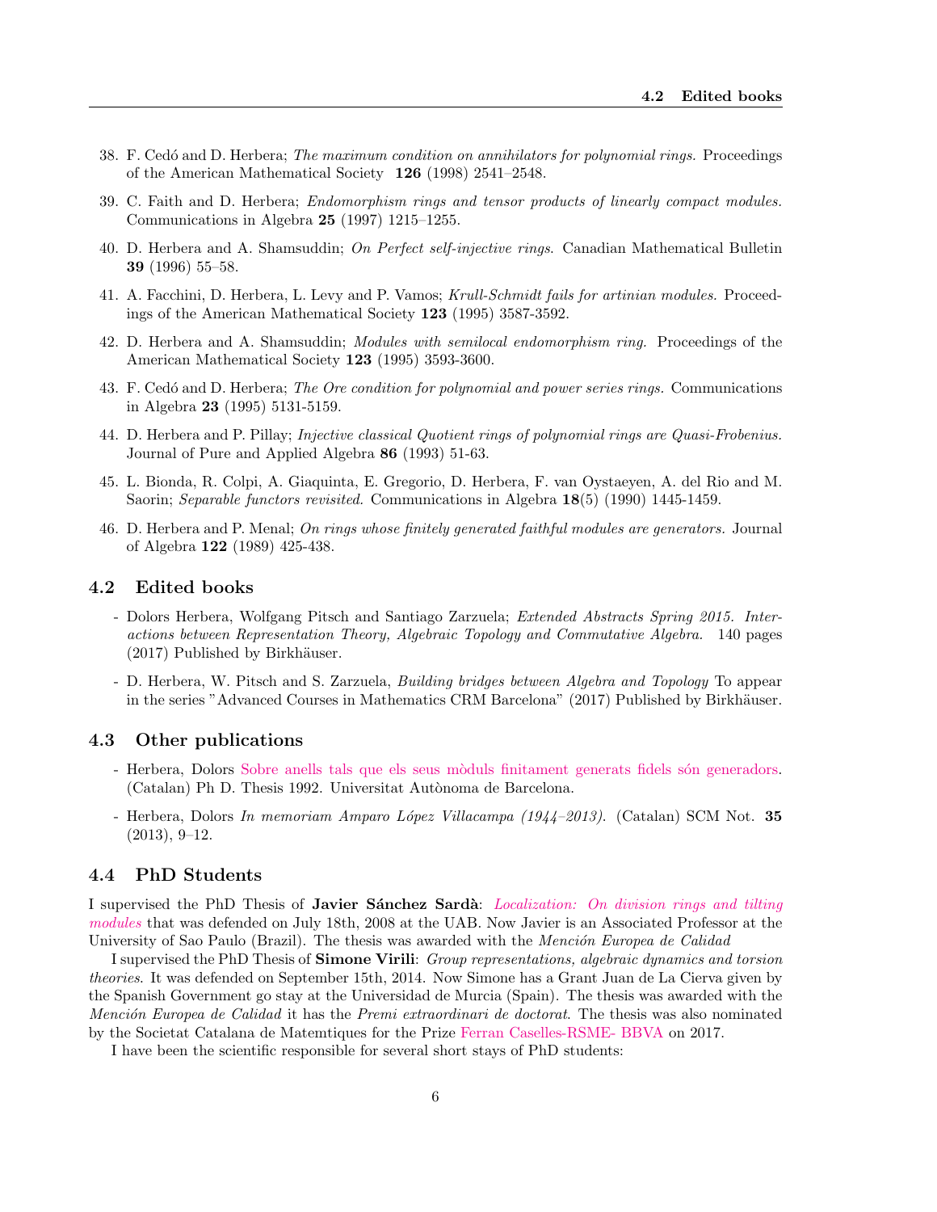38. F. Cedó and D. Herbera; *The maximum condition on annihilators for polynomial rings.* Proceedings of the American Mathematical Society **126** (1998) 2541–2548.

39. C. Faith and D. Herbera; *Endomorphism rings and tensor products of linearly compact modules.* Communications in Algebra **25** (1997) 1215–1255.

40. D. Herbera and A. Shamsuddin; *On Perfect self-injective rings.* Canadian Mathematical Bulletin **39** (1996) 55–58.

41. A. Facchini, D. Herbera, L. Levy and P. Vamos; *Krull-Schmidt fails for artinian modules.* Proceedings of the American Mathematical Society **123** (1995) 3587-3592.

42. D. Herbera and A. Shamsuddin; *Modules with semilocal endomorphism ring.* Proceedings of the American Mathematical Society **123** (1995) 3593-3600.

43. F. Cedó and D. Herbera; *The Ore condition for polynomial and power series rings.* Communications in Algebra **23** (1995) 5131-5159.

44. D. Herbera and P. Pillay; *Injective classical Quotient rings of polynomial rings are Quasi-Frobenius.* Journal of Pure and Applied Algebra **86** (1993) 51-63.

45. L. Bionda, R. Colpi, A. Giaquinta, E. Gregorio, D. Herbera, F. van Oystaeyen, A. del Rio and M. Saorin; *Separable functors revisited.* Communications in Algebra **18**(5) (1990) 1445-1459.

46. D. Herbera and P. Menal; *On rings whose finitely generated faithful modules are generators.* Journal of Algebra **122** (1989) 425-438.

### 4.2 Edited books

- Dolors Herbera, Wolfgang Pitsch and Santiago Zarzuela; *Extended Abstracts Spring 2015. Interactions between Representation Theory, Algebraic Topology and Commutative Algebra.* 140 pages (2017) Published by Birkhäuser.
- D. Herbera, W. Pitsch and S. Zarzuela, *Building bridges between Algebra and Topology* To appear in the series "Advanced Courses in Mathematics CRM Barcelona" (2017) Published by Birkhäuser.

### 4.3 Other publications

- Herbera, Dolors Sobre anells tals que els seus mòduls finitament generats fidels són generadors. (Catalan) Ph D. Thesis 1992. Universitat Autònoma de Barcelona.
- Herbera, Dolors *In memoriam Amparo López Villacampa (1944–2013).* (Catalan) SCM Not. **35** (2013), 9–12.

### 4.4 PhD Students

I supervised the PhD Thesis of **Javier Sánchez Sardà**: *Localization: On division rings and tilting modules* that was defended on July 18th, 2008 at the UAB. Now Javier is an Associated Professor at the University of Sao Paulo (Brazil). The thesis was awarded with the *Mención Europea de Calidad*

I supervised the PhD Thesis of **Simone Virili**: *Group representations, algebraic dynamics and torsion theories*. It was defended on September 15th, 2014. Now Simone has a Grant Juan de La Cierva given by the Spanish Government go stay at the Universidad de Murcia (Spain). The thesis was awarded with the *Mención Europea de Calidad* it has the *Premi extraordinari de doctorat*. The thesis was also nominated by the Societat Catalana de Matemtiques for the Prize Ferran Caselles-RSME- BBVA on 2017.

I have been the scientific responsible for several short stays of PhD students: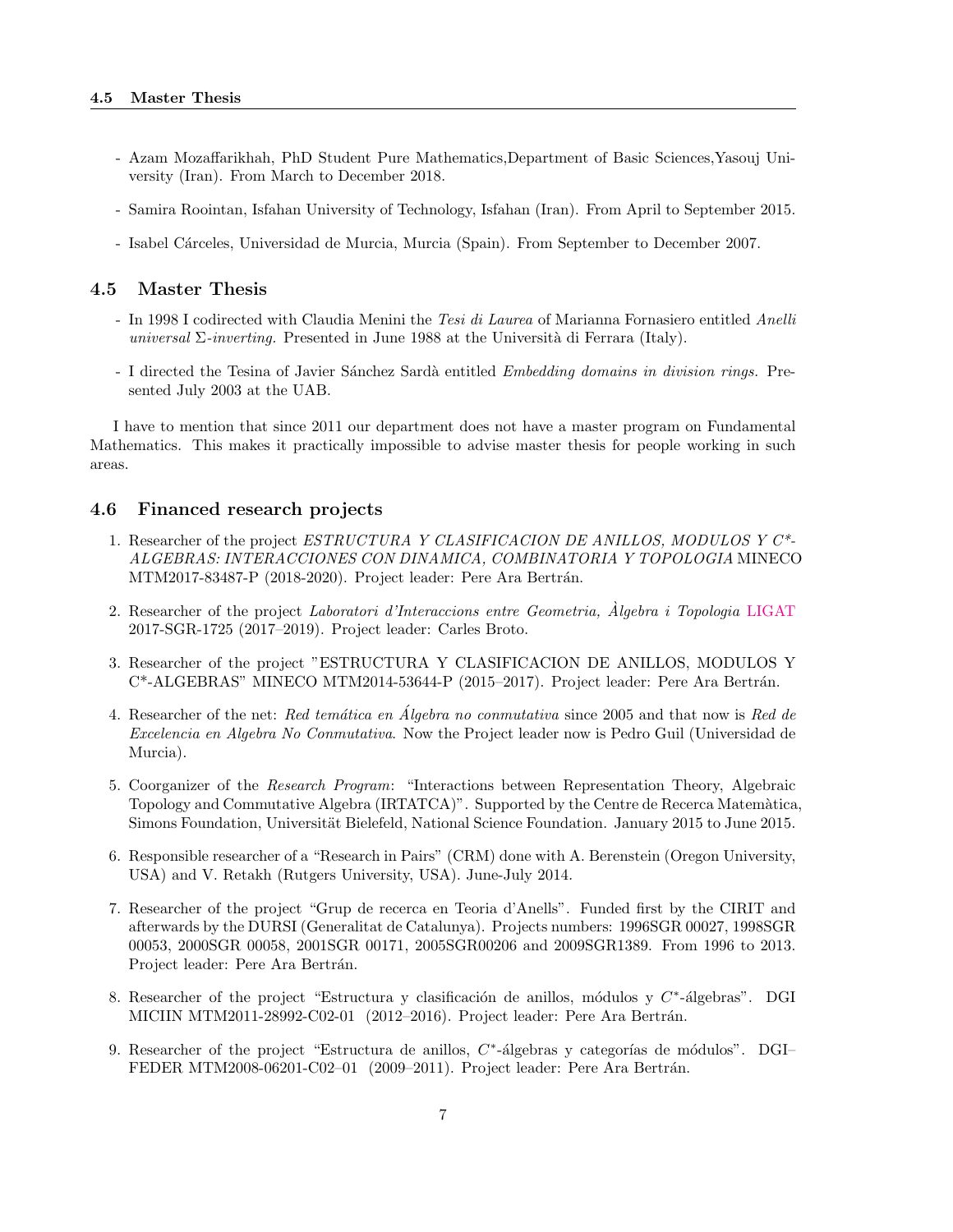- Azam Mozaffarikhah, PhD Student Pure Mathematics,Department of Basic Sciences,Yasouj University (Iran). From March to December 2018.
- Samira Roointan, Isfahan University of Technology, Isfahan (Iran). From April to September 2015.
- Isabel Cárceles, Universidad de Murcia, Murcia (Spain). From September to December 2007.

### 4.5 Master Thesis

- In 1998 I codirected with Claudia Menini the *Tesi di Laurea* of Marianna Fornasiero entitled *Anelli universal Σ-inverting.* Presented in June 1988 at the Università di Ferrara (Italy).
- I directed the Tesina of Javier Sánchez Sardà entitled *Embedding domains in division rings.* Presented July 2003 at the UAB.

I have to mention that since 2011 our department does not have a master program on Fundamental Mathematics. This makes it practically impossible to advise master thesis for people working in such areas.

### 4.6 Financed research projects

1. Researcher of the project *ESTRUCTURA Y CLASIFICACION DE ANILLOS, MODULOS Y C\*-ALGEBRAS: INTERACCIONES CON DINAMICA, COMBINATORIA Y TOPOLOGIA* MINECO MTM2017-83487-P (2018-2020). Project leader: Pere Ara Bertrán.
2. Researcher of the project *Laboratori d'Interaccions entre Geometria, Àlgebra i Topologia* LIGAT 2017-SGR-1725 (2017–2019). Project leader: Carles Broto.
3. Researcher of the project "ESTRUCTURA Y CLASIFICACION DE ANILLOS, MODULOS Y C\*-ALGEBRAS" MINECO MTM2014-53644-P (2015–2017). Project leader: Pere Ara Bertrán.
4. Researcher of the net: *Red temática en Álgebra no conmutativa* since 2005 and that now is *Red de Excelencia en Algebra No Conmutativa*. Now the Project leader now is Pedro Guil (Universidad de Murcia).
5. Coorganizer of the *Research Program*: "Interactions between Representation Theory, Algebraic Topology and Commutative Algebra (IRTATCA)". Supported by the Centre de Recerca Matemàtica, Simons Foundation, Universität Bielefeld, National Science Foundation. January 2015 to June 2015.
6. Responsible researcher of a "Research in Pairs" (CRM) done with A. Berenstein (Oregon University, USA) and V. Retakh (Rutgers University, USA). June-July 2014.
7. Researcher of the project "Grup de recerca en Teoria d'Anells". Funded first by the CIRIT and afterwards by the DURSI (Generalitat de Catalunya). Projects numbers: 1996SGR 00027, 1998SGR 00053, 2000SGR 00058, 2001SGR 00171, 2005SGR00206 and 2009SGR1389. From 1996 to 2013. Project leader: Pere Ara Bertrán.
8. Researcher of the project "Estructura y clasificación de anillos, módulos y $C^*$-álgebras". DGI MICIIN MTM2011-28992-C02-01 (2012–2016). Project leader: Pere Ara Bertrán.
9. Researcher of the project "Estructura de anillos, $C^*$-álgebras y categorías de módulos". DGI–FEDER MTM2008-06201-C02–01 (2009–2011). Project leader: Pere Ara Bertrán.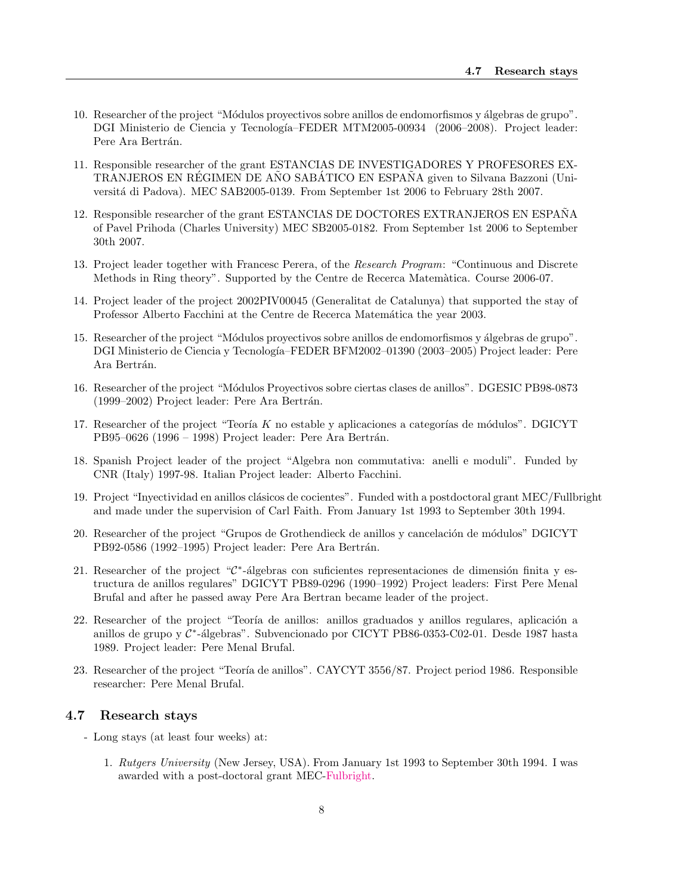10. Researcher of the project "Módulos proyectivos sobre anillos de endomorfismos y álgebras de grupo". DGI Ministerio de Ciencia y Tecnología–FEDER MTM2005-00934 (2006–2008). Project leader: Pere Ara Bertrán.

11. Responsible researcher of the grant ESTANCIAS DE INVESTIGADORES Y PROFESORES EXTRANJEROS EN RÉGIMEN DE AÑO SABÁTICO EN ESPAÑA given to Silvana Bazzoni (Universitá di Padova). MEC SAB2005-0139. From September 1st 2006 to February 28th 2007.

12. Responsible researcher of the grant ESTANCIAS DE DOCTORES EXTRANJEROS EN ESPAÑA of Pavel Prihoda (Charles University) MEC SB2005-0182. From September 1st 2006 to September 30th 2007.

13. Project leader together with Francesc Perera, of the *Research Program*: "Continuous and Discrete Methods in Ring theory". Supported by the Centre de Recerca Matemàtica. Course 2006-07.

14. Project leader of the project 2002PIV00045 (Generalitat de Catalunya) that supported the stay of Professor Alberto Facchini at the Centre de Recerca Matemática the year 2003.

15. Researcher of the project "Módulos proyectivos sobre anillos de endomorfismos y álgebras de grupo". DGI Ministerio de Ciencia y Tecnología–FEDER BFM2002–01390 (2003–2005) Project leader: Pere Ara Bertrán.

16. Researcher of the project "Módulos Proyectivos sobre ciertas clases de anillos". DGESIC PB98-0873 (1999–2002) Project leader: Pere Ara Bertrán.

17. Researcher of the project "Teoría $K$ no estable y aplicaciones a categorías de módulos". DGICYT PB95–0626 (1996 – 1998) Project leader: Pere Ara Bertrán.

18. Spanish Project leader of the project "Algebra non commutativa: anelli e moduli". Funded by CNR (Italy) 1997-98. Italian Project leader: Alberto Facchini.

19. Project "Inyectividad en anillos clásicos de cocientes". Funded with a postdoctoral grant MEC/Fullbright and made under the supervision of Carl Faith. From January 1st 1993 to September 30th 1994.

20. Researcher of the project "Grupos de Grothendieck de anillos y cancelación de módulos" DGICYT PB92-0586 (1992–1995) Project leader: Pere Ara Bertrán.

21. Researcher of the project "$\mathcal{C}^*$-álgebras con suficientes representaciones de dimensión finita y estructura de anillos regulares" DGICYT PB89-0296 (1990–1992) Project leaders: First Pere Menal Brufal and after he passed away Pere Ara Bertran became leader of the project.

22. Researcher of the project "Teoría de anillos: anillos graduados y anillos regulares, aplicación a anillos de grupo y $\mathcal{C}^*$-álgebras". Subvencionado por CICYT PB86-0353-C02-01. Desde 1987 hasta 1989. Project leader: Pere Menal Brufal.

23. Researcher of the project "Teoría de anillos". CAYCYT 3556/87. Project period 1986. Responsible researcher: Pere Menal Brufal.

### 4.7 Research stays

- Long stays (at least four weeks) at:

  1. *Rutgers University* (New Jersey, USA). From January 1st 1993 to September 30th 1994. I was awarded with a post-doctoral grant MEC-Fulbright.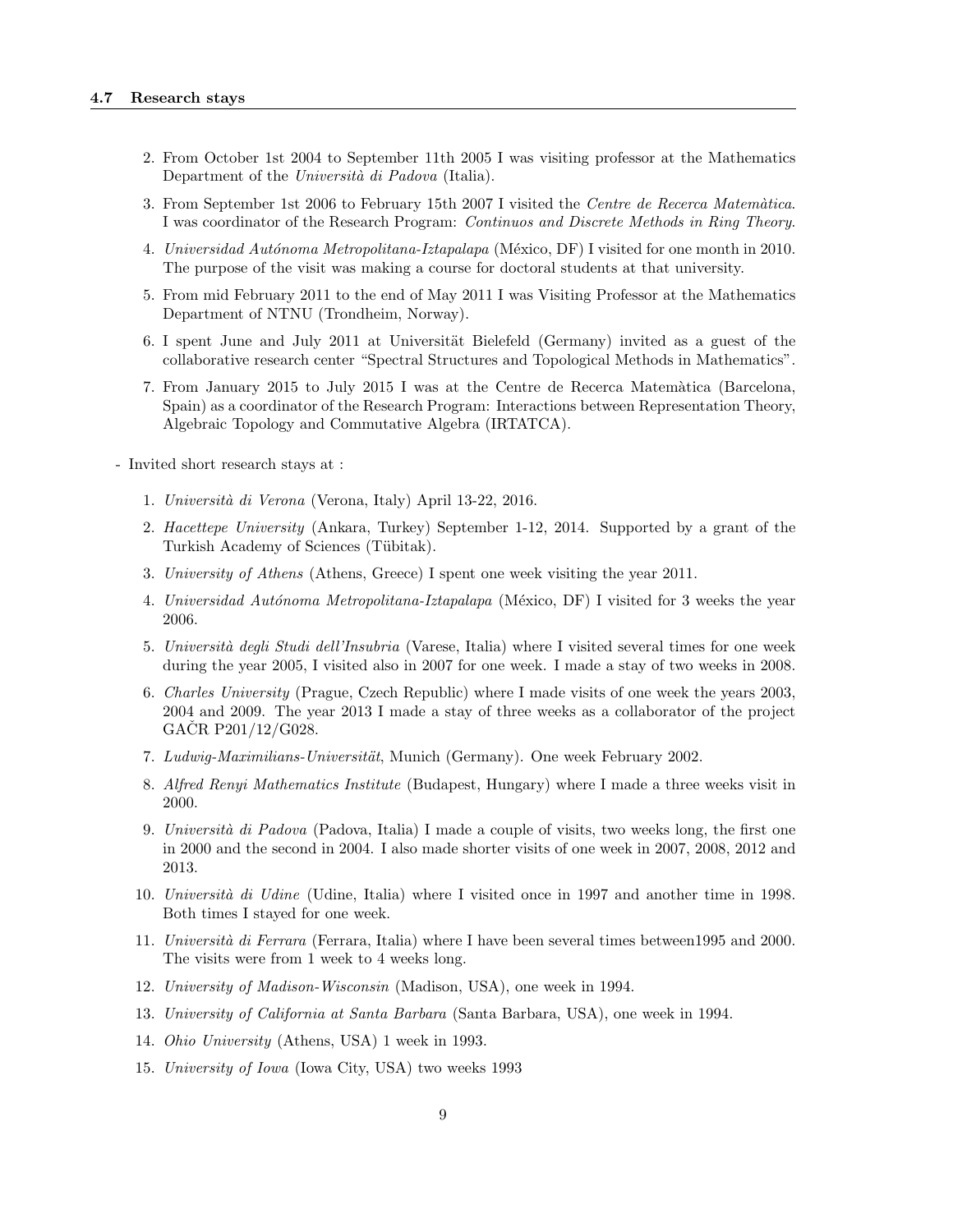2. From October 1st 2004 to September 11th 2005 I was visiting professor at the Mathematics Department of the *Università di Padova* (Italia).

3. From September 1st 2006 to February 15th 2007 I visited the *Centre de Recerca Matemàtica*. I was coordinator of the Research Program: *Continuos and Discrete Methods in Ring Theory*.

4. *Universidad Autónoma Metropolitana-Iztapalapa* (México, DF) I visited for one month in 2010. The purpose of the visit was making a course for doctoral students at that university.

5. From mid February 2011 to the end of May 2011 I was Visiting Professor at the Mathematics Department of NTNU (Trondheim, Norway).

6. I spent June and July 2011 at Universität Bielefeld (Germany) invited as a guest of the collaborative research center "Spectral Structures and Topological Methods in Mathematics".

7. From January 2015 to July 2015 I was at the Centre de Recerca Matemàtica (Barcelona, Spain) as a coordinator of the Research Program: Interactions between Representation Theory, Algebraic Topology and Commutative Algebra (IRTATCA).

- Invited short research stays at :

  1. *Università di Verona* (Verona, Italy) April 13-22, 2016.

  2. *Hacettepe University* (Ankara, Turkey) September 1-12, 2014. Supported by a grant of the Turkish Academy of Sciences (Tübitak).

  3. *University of Athens* (Athens, Greece) I spent one week visiting the year 2011.

  4. *Universidad Autónoma Metropolitana-Iztapalapa* (México, DF) I visited for 3 weeks the year 2006.

  5. *Università degli Studi dell'Insubria* (Varese, Italia) where I visited several times for one week during the year 2005, I visited also in 2007 for one week. I made a stay of two weeks in 2008.

  6. *Charles University* (Prague, Czech Republic) where I made visits of one week the years 2003, 2004 and 2009. The year 2013 I made a stay of three weeks as a collaborator of the project GAČR P201/12/G028.

  7. *Ludwig-Maximilians-Universität*, Munich (Germany). One week February 2002.

  8. *Alfred Renyi Mathematics Institute* (Budapest, Hungary) where I made a three weeks visit in 2000.

  9. *Università di Padova* (Padova, Italia) I made a couple of visits, two weeks long, the first one in 2000 and the second in 2004. I also made shorter visits of one week in 2007, 2008, 2012 and 2013.

  10. *Università di Udine* (Udine, Italia) where I visited once in 1997 and another time in 1998. Both times I stayed for one week.

  11. *Università di Ferrara* (Ferrara, Italia) where I have been several times between1995 and 2000. The visits were from 1 week to 4 weeks long.

  12. *University of Madison-Wisconsin* (Madison, USA), one week in 1994.

  13. *University of California at Santa Barbara* (Santa Barbara, USA), one week in 1994.

  14. *Ohio University* (Athens, USA) 1 week in 1993.

  15. *University of Iowa* (Iowa City, USA) two weeks 1993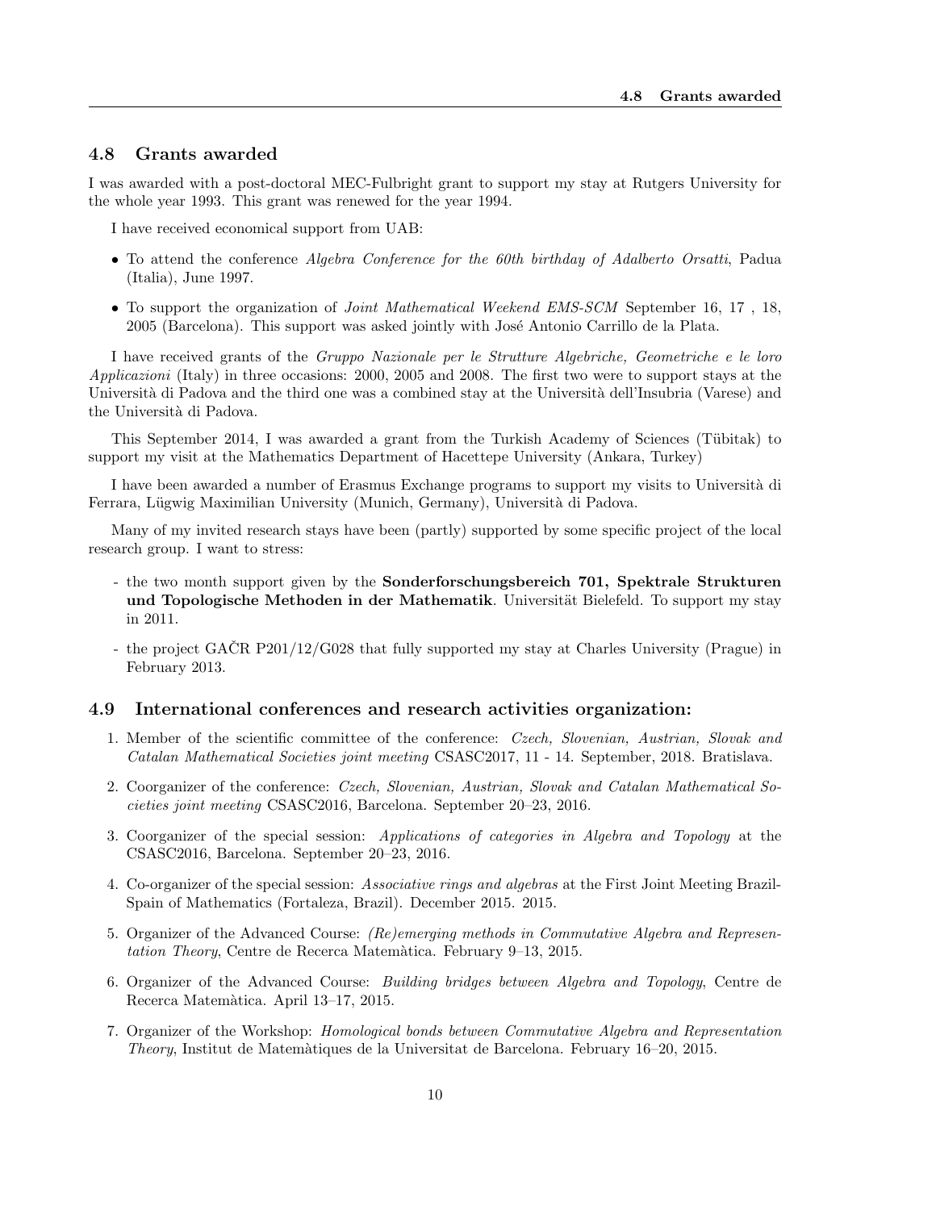## 4.8 Grants awarded

I was awarded with a post-doctoral MEC-Fulbright grant to support my stay at Rutgers University for the whole year 1993. This grant was renewed for the year 1994.

I have received economical support from UAB:

- To attend the conference *Algebra Conference for the 60th birthday of Adalberto Orsatti*, Padua (Italia), June 1997.
- To support the organization of *Joint Mathematical Weekend EMS-SCM* September 16, 17 , 18, 2005 (Barcelona). This support was asked jointly with José Antonio Carrillo de la Plata.

I have received grants of the *Gruppo Nazionale per le Strutture Algebriche, Geometriche e le loro Applicazioni* (Italy) in three occasions: 2000, 2005 and 2008. The first two were to support stays at the Università di Padova and the third one was a combined stay at the Università dell'Insubria (Varese) and the Università di Padova.

This September 2014, I was awarded a grant from the Turkish Academy of Sciences (Tübitak) to support my visit at the Mathematics Department of Hacettepe University (Ankara, Turkey)

I have been awarded a number of Erasmus Exchange programs to support my visits to Università di Ferrara, Lügwig Maximilian University (Munich, Germany), Università di Padova.

Many of my invited research stays have been (partly) supported by some specific project of the local research group. I want to stress:

- the two month support given by the **Sonderforschungsbereich 701, Spektrale Strukturen und Topologische Methoden in der Mathematik**. Universität Bielefeld. To support my stay in 2011.
- the project GAČR P201/12/G028 that fully supported my stay at Charles University (Prague) in February 2013.

## 4.9 International conferences and research activities organization:

1. Member of the scientific committee of the conference: *Czech, Slovenian, Austrian, Slovak and Catalan Mathematical Societies joint meeting* CSASC2017, 11 - 14. September, 2018. Bratislava.
2. Coorganizer of the conference: *Czech, Slovenian, Austrian, Slovak and Catalan Mathematical Societies joint meeting* CSASC2016, Barcelona. September 20–23, 2016.
3. Coorganizer of the special session: *Applications of categories in Algebra and Topology* at the CSASC2016, Barcelona. September 20–23, 2016.
4. Co-organizer of the special session: *Associative rings and algebras* at the First Joint Meeting Brazil-Spain of Mathematics (Fortaleza, Brazil). December 2015. 2015.
5. Organizer of the Advanced Course: *(Re)emerging methods in Commutative Algebra and Representation Theory*, Centre de Recerca Matemàtica. February 9–13, 2015.
6. Organizer of the Advanced Course: *Building bridges between Algebra and Topology*, Centre de Recerca Matemàtica. April 13–17, 2015.
7. Organizer of the Workshop: *Homological bonds between Commutative Algebra and Representation Theory*, Institut de Matemàtiques de la Universitat de Barcelona. February 16–20, 2015.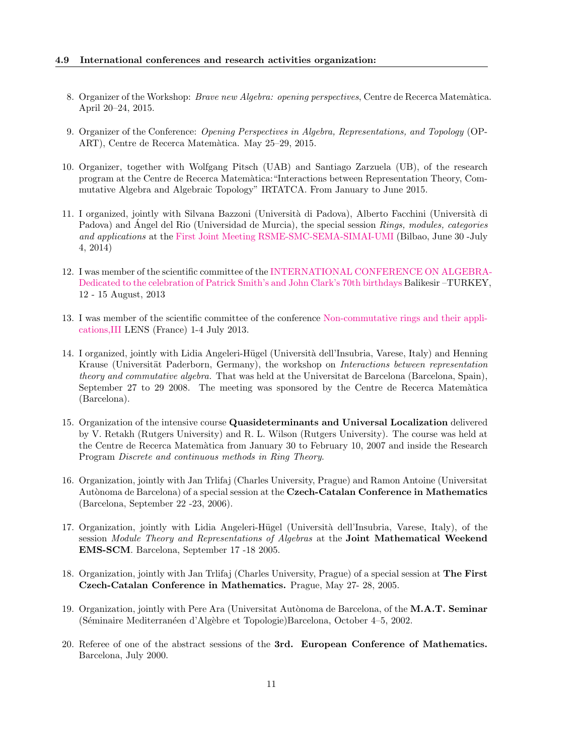### 4.9 International conferences and research activities organization:

8. Organizer of the Workshop: *Brave new Algebra: opening perspectives*, Centre de Recerca Matemàtica. April 20–24, 2015.

9. Organizer of the Conference: *Opening Perspectives in Algebra, Representations, and Topology* (OP-ART), Centre de Recerca Matemàtica. May 25–29, 2015.

10. Organizer, together with Wolfgang Pitsch (UAB) and Santiago Zarzuela (UB), of the research program at the Centre de Recerca Matemàtica:"Interactions between Representation Theory, Commutative Algebra and Algebraic Topology" IRTATCA. From January to June 2015.

11. I organized, jointly with Silvana Bazzoni (Università di Padova), Alberto Facchini (Università di Padova) and Ángel del Rio (Universidad de Murcia), the special session *Rings, modules, categories and applications* at the First Joint Meeting RSME-SMC-SEMA-SIMAI-UMI (Bilbao, June 30 -July 4, 2014)

12. I was member of the scientific committee of the INTERNATIONAL CONFERENCE ON ALGEBRA-Dedicated to the celebration of Patrick Smith's and John Clark's 70th birthdays Balikesir –TURKEY, 12 - 15 August, 2013

13. I was member of the scientific committee of the conference Non-commutative rings and their applications,III LENS (France) 1-4 July 2013.

14. I organized, jointly with Lidia Angeleri-Hügel (Università dell'Insubria, Varese, Italy) and Henning Krause (Universität Paderborn, Germany), the workshop on *Interactions between representation theory and commutative algebra.* That was held at the Universitat de Barcelona (Barcelona, Spain), September 27 to 29 2008. The meeting was sponsored by the Centre de Recerca Matemàtica (Barcelona).

15. Organization of the intensive course **Quasideterminants and Universal Localization** delivered by V. Retakh (Rutgers University) and R. L. Wilson (Rutgers University). The course was held at the Centre de Recerca Matemàtica from January 30 to February 10, 2007 and inside the Research Program *Discrete and continuous methods in Ring Theory*.

16. Organization, jointly with Jan Trlifaj (Charles University, Prague) and Ramon Antoine (Universitat Autònoma de Barcelona) of a special session at the **Czech-Catalan Conference in Mathematics** (Barcelona, September 22 -23, 2006).

17. Organization, jointly with Lidia Angeleri-Hügel (Università dell'Insubria, Varese, Italy), of the session *Module Theory and Representations of Algebras* at the **Joint Mathematical Weekend EMS-SCM**. Barcelona, September 17 -18 2005.

18. Organization, jointly with Jan Trlifaj (Charles University, Prague) of a special session at **The First Czech-Catalan Conference in Mathematics.** Prague, May 27- 28, 2005.

19. Organization, jointly with Pere Ara (Universitat Autònoma de Barcelona, of the **M.A.T. Seminar** (Séminaire Mediterranéen d'Algèbre et Topologie)Barcelona, October 4–5, 2002.

20. Referee of one of the abstract sessions of the **3rd. European Conference of Mathematics.** Barcelona, July 2000.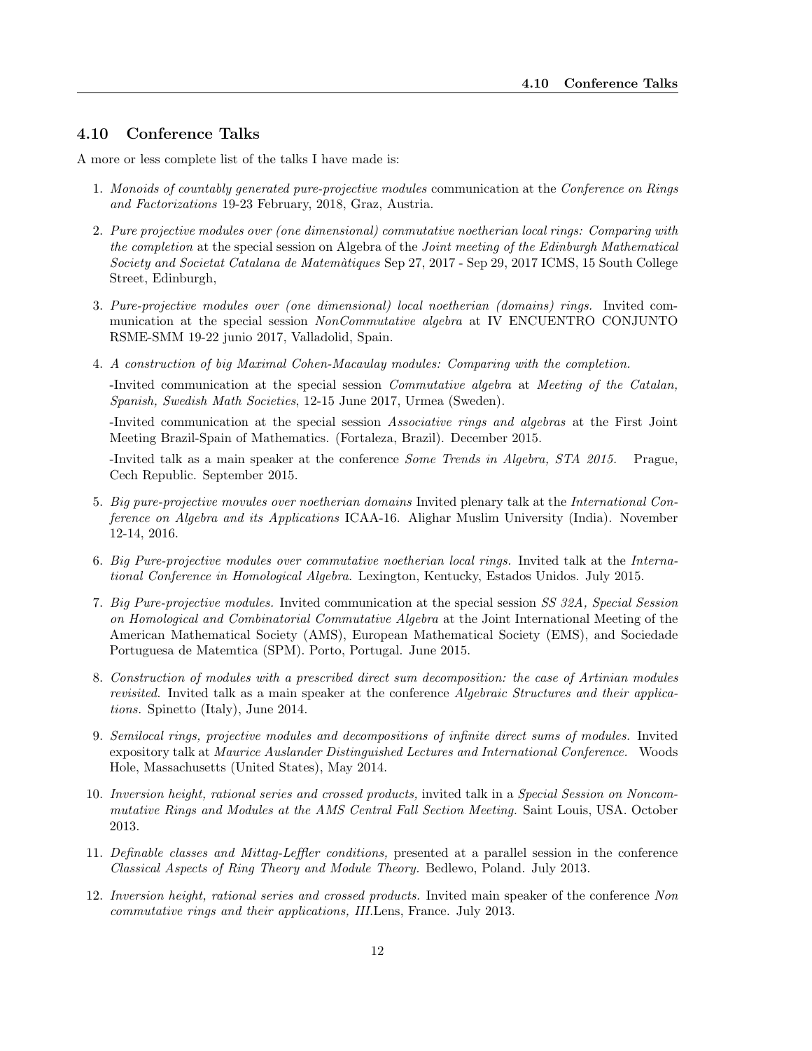## 4.10 Conference Talks

A more or less complete list of the talks I have made is:

1. *Monoids of countably generated pure-projective modules* communication at the *Conference on Rings and Factorizations* 19-23 February, 2018, Graz, Austria.

2. *Pure projective modules over (one dimensional) commutative noetherian local rings: Comparing with the completion* at the special session on Algebra of the *Joint meeting of the Edinburgh Mathematical Society and Societat Catalana de Matemàtiques* Sep 27, 2017 - Sep 29, 2017 ICMS, 15 South College Street, Edinburgh,

3. *Pure-projective modules over (one dimensional) local noetherian (domains) rings.* Invited communication at the special session *NonCommutative algebra* at IV ENCUENTRO CONJUNTO RSME-SMM 19-22 junio 2017, Valladolid, Spain.

4. *A construction of big Maximal Cohen-Macaulay modules: Comparing with the completion.*

   -Invited communication at the special session *Commutative algebra* at *Meeting of the Catalan, Spanish, Swedish Math Societies*, 12-15 June 2017, Urmea (Sweden).

   -Invited communication at the special session *Associative rings and algebras* at the First Joint Meeting Brazil-Spain of Mathematics. (Fortaleza, Brazil). December 2015.

   -Invited talk as a main speaker at the conference *Some Trends in Algebra, STA 2015.* Prague, Cech Republic. September 2015.

5. *Big pure-projective movules over noetherian domains* Invited plenary talk at the *International Conference on Algebra and its Applications* ICAA-16. Aligharh Muslim University (India). November 12-14, 2016.

6. *Big Pure-projective modules over commutative noetherian local rings.* Invited talk at the *International Conference in Homological Algebra.* Lexington, Kentucky, Estados Unidos. July 2015.

7. *Big Pure-projective modules.* Invited communication at the special session *SS 32A, Special Session on Homological and Combinatorial Commutative Algebra* at the Joint International Meeting of the American Mathematical Society (AMS), European Mathematical Society (EMS), and Sociedade Portuguesa de Matemtica (SPM). Porto, Portugal. June 2015.

8. *Construction of modules with a prescribed direct sum decomposition: the case of Artinian modules revisited.* Invited talk as a main speaker at the conference *Algebraic Structures and their applications.* Spinetto (Italy), June 2014.

9. *Semilocal rings, projective modules and decompositions of infinite direct sums of modules.* Invited expository talk at *Maurice Auslander Distinguished Lectures and International Conference.* Woods Hole, Massachusetts (United States), May 2014.

10. *Inversion height, rational series and crossed products,* invited talk in a *Special Session on Noncommutative Rings and Modules at the AMS Central Fall Section Meeting.* Saint Louis, USA. October 2013.

11. *Definable classes and Mittag-Leffler conditions,* presented at a parallel session in the conference *Classical Aspects of Ring Theory and Module Theory.* Bedlewo, Poland. July 2013.

12. *Inversion height, rational series and crossed products.* Invited main speaker of the conference *Non commutative rings and their applications, III.*Lens, France. July 2013.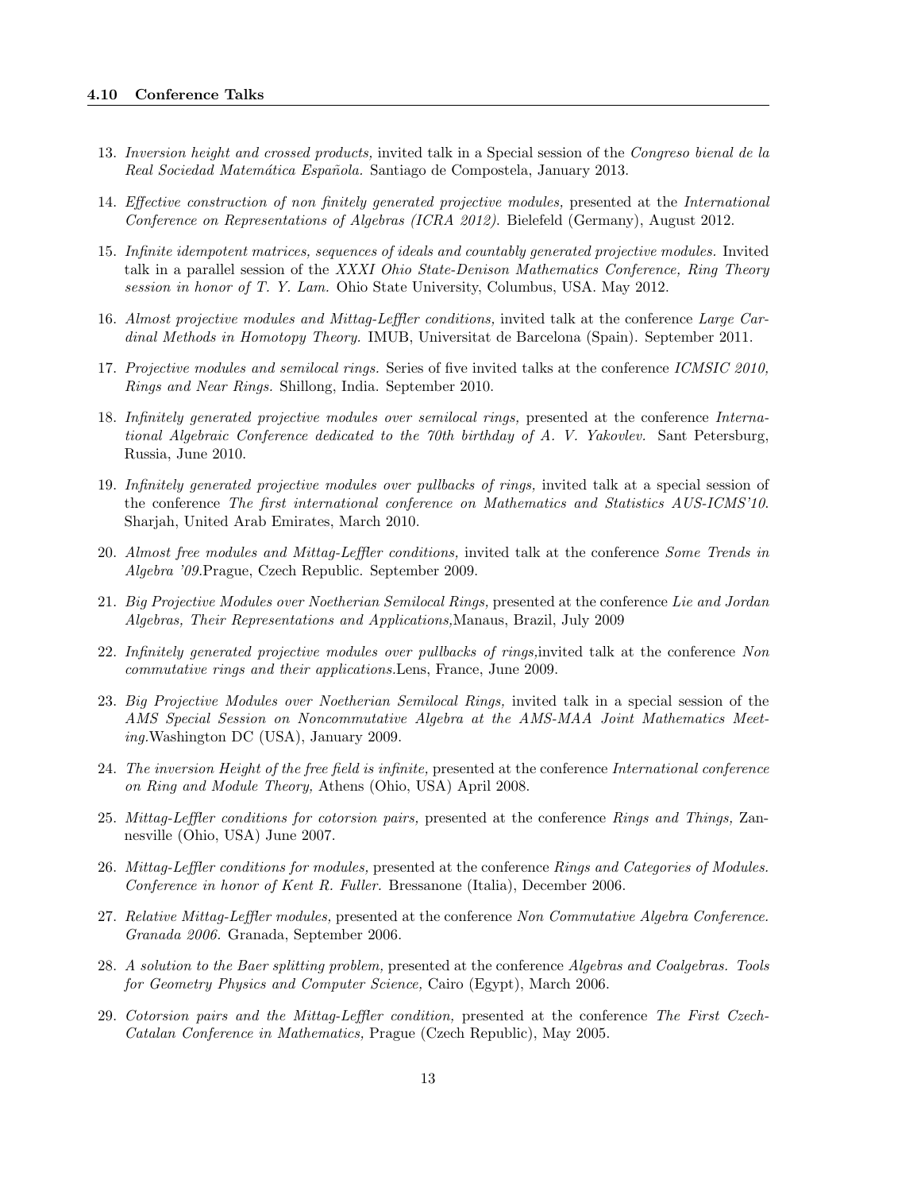### 4.10 Conference Talks

13. *Inversion height and crossed products,* invited talk in a Special session of the *Congreso bienal de la Real Sociedad Matemática Española.* Santiago de Compostela, January 2013.

14. *Effective construction of non finitely generated projective modules,* presented at the *International Conference on Representations of Algebras (ICRA 2012).* Bielefeld (Germany), August 2012.

15. *Infinite idempotent matrices, sequences of ideals and countably generated projective modules.* Invited talk in a parallel session of the *XXXI Ohio State-Denison Mathematics Conference, Ring Theory session in honor of T. Y. Lam.* Ohio State University, Columbus, USA. May 2012.

16. *Almost projective modules and Mittag-Leffler conditions,* invited talk at the conference *Large Cardinal Methods in Homotopy Theory.* IMUB, Universitat de Barcelona (Spain). September 2011.

17. *Projective modules and semilocal rings.* Series of five invited talks at the conference *ICMSIC 2010, Rings and Near Rings.* Shillong, India. September 2010.

18. *Infinitely generated projective modules over semilocal rings,* presented at the conference *International Algebraic Conference dedicated to the 70th birthday of A. V. Yakovlev.* Sant Petersburg, Russia, June 2010.

19. *Infinitely generated projective modules over pullbacks of rings,* invited talk at a special session of the conference *The first international conference on Mathematics and Statistics AUS-ICMS'10*. Sharjah, United Arab Emirates, March 2010.

20. *Almost free modules and Mittag-Leffler conditions,* invited talk at the conference *Some Trends in Algebra '09.*Prague, Czech Republic. September 2009.

21. *Big Projective Modules over Noetherian Semilocal Rings,* presented at the conference *Lie and Jordan Algebras, Their Representations and Applications,*Manaus, Brazil, July 2009

22. *Infinitely generated projective modules over pullbacks of rings,*invited talk at the conference *Non commutative rings and their applications.*Lens, France, June 2009.

23. *Big Projective Modules over Noetherian Semilocal Rings,* invited talk in a special session of the *AMS Special Session on Noncommutative Algebra at the AMS-MAA Joint Mathematics Meeting.*Washington DC (USA), January 2009.

24. *The inversion Height of the free field is infinite,* presented at the conference *International conference on Ring and Module Theory,* Athens (Ohio, USA) April 2008.

25. *Mittag-Leffler conditions for cotorsion pairs,* presented at the conference *Rings and Things,* Zannesville (Ohio, USA) June 2007.

26. *Mittag-Leffler conditions for modules,* presented at the conference *Rings and Categories of Modules. Conference in honor of Kent R. Fuller.* Bressanone (Italia), December 2006.

27. *Relative Mittag-Leffler modules,* presented at the conference *Non Commutative Algebra Conference. Granada 2006.* Granada, September 2006.

28. *A solution to the Baer splitting problem,* presented at the conference *Algebras and Coalgebras. Tools for Geometry Physics and Computer Science,* Cairo (Egypt), March 2006.

29. *Cotorsion pairs and the Mittag-Leffler condition,* presented at the conference *The First Czech-Catalan Conference in Mathematics,* Prague (Czech Republic), May 2005.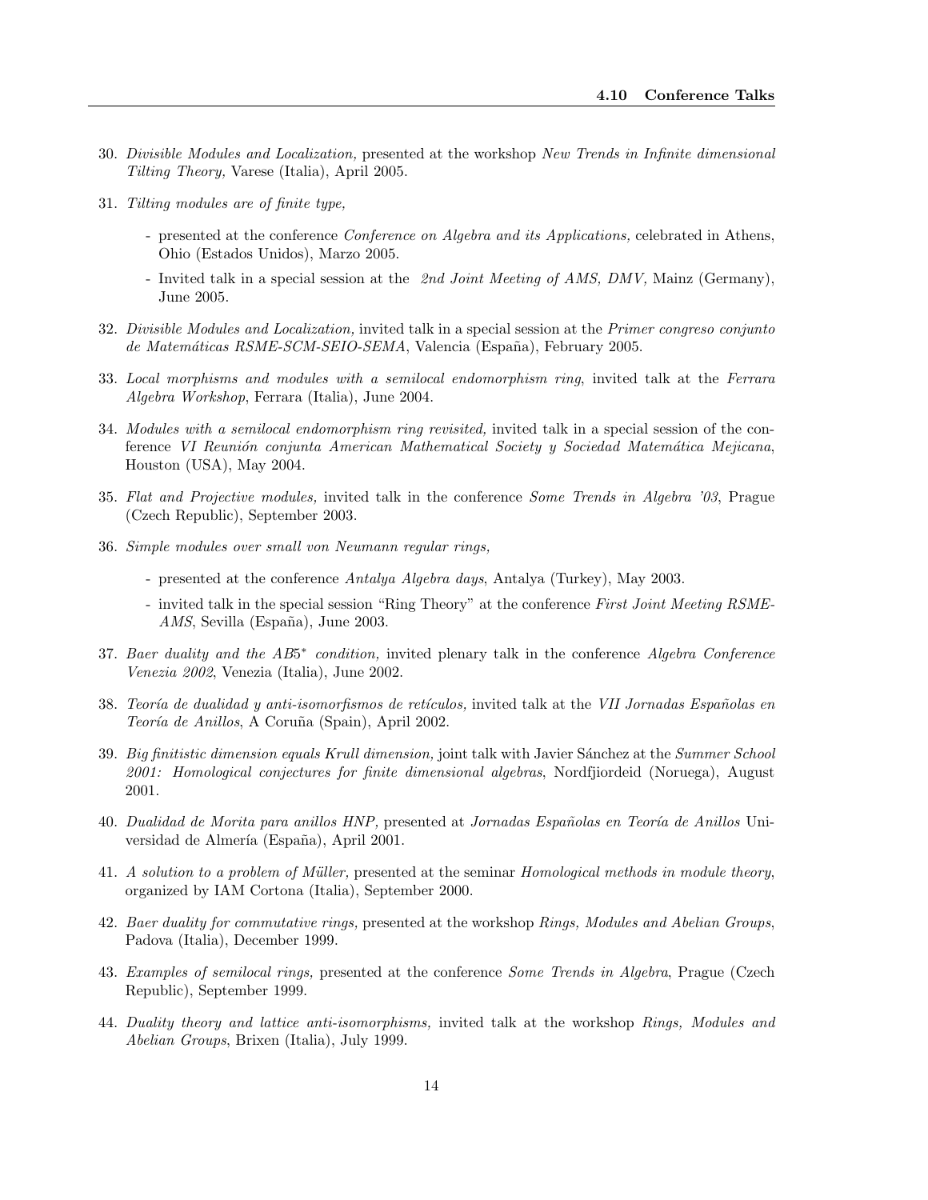30. *Divisible Modules and Localization,* presented at the workshop *New Trends in Infinite dimensional Tilting Theory,* Varese (Italia), April 2005.

31. *Tilting modules are of finite type,*

    - presented at the conference *Conference on Algebra and its Applications,* celebrated in Athens, Ohio (Estados Unidos), Marzo 2005.
    - Invited talk in a special session at the *2nd Joint Meeting of AMS, DMV,* Mainz (Germany), June 2005.

32. *Divisible Modules and Localization,* invited talk in a special session at the *Primer congreso conjunto de Matemáticas RSME-SCM-SEIO-SEMA*, Valencia (España), February 2005.

33. *Local morphisms and modules with a semilocal endomorphism ring*, invited talk at the *Ferrara Algebra Workshop*, Ferrara (Italia), June 2004.

34. *Modules with a semilocal endomorphism ring revisited,* invited talk in a special session of the conference *VI Reunión conjunta American Mathematical Society y Sociedad Matemática Mejicana*, Houston (USA), May 2004.

35. *Flat and Projective modules,* invited talk in the conference *Some Trends in Algebra '03*, Prague (Czech Republic), September 2003.

36. *Simple modules over small von Neumann regular rings,*

    - presented at the conference *Antalya Algebra days*, Antalya (Turkey), May 2003.
    - invited talk in the special session "Ring Theory" at the conference *First Joint Meeting RSME-AMS*, Sevilla (España), June 2003.

37. *Baer duality and the $AB5^*$ condition,* invited plenary talk in the conference *Algebra Conference Venezia 2002*, Venezia (Italia), June 2002.

38. *Teoría de dualidad y anti-isomorfismos de retículos,* invited talk at the *VII Jornadas Españolas en Teoría de Anillos*, A Coruña (Spain), April 2002.

39. *Big finitistic dimension equals Krull dimension,* joint talk with Javier Sánchez at the *Summer School 2001: Homological conjectures for finite dimensional algebras*, Nordfjiordeid (Noruega), August 2001.

40. *Dualidad de Morita para anillos HNP,* presented at *Jornadas Españolas en Teoría de Anillos* Universidad de Almería (España), April 2001.

41. *A solution to a problem of Müller,* presented at the seminar *Homological methods in module theory*, organized by IAM Cortona (Italia), September 2000.

42. *Baer duality for commutative rings,* presented at the workshop *Rings, Modules and Abelian Groups*, Padova (Italia), December 1999.

43. *Examples of semilocal rings,* presented at the conference *Some Trends in Algebra*, Prague (Czech Republic), September 1999.

44. *Duality theory and lattice anti-isomorphisms,* invited talk at the workshop *Rings, Modules and Abelian Groups*, Brixen (Italia), July 1999.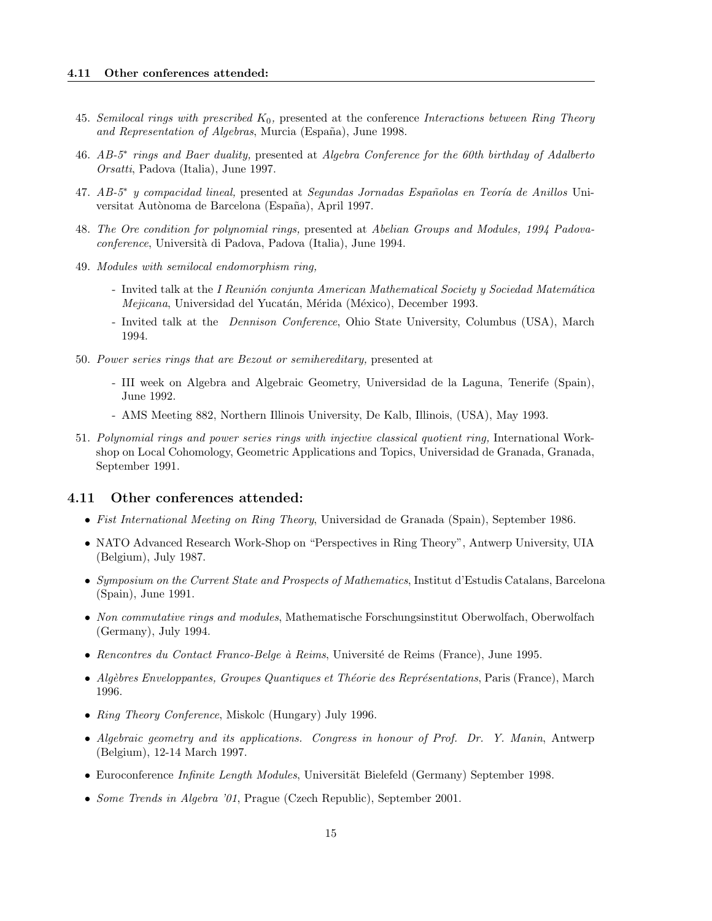45. *Semilocal rings with prescribed $K_0$,* presented at the conference *Interactions between Ring Theory and Representation of Algebras*, Murcia (España), June 1998.

46. *AB-5\* rings and Baer duality,* presented at *Algebra Conference for the 60th birthday of Adalberto Orsatti*, Padova (Italia), June 1997.

47. *AB-5\* y compacidad lineal,* presented at *Segundas Jornadas Españolas en Teoría de Anillos* Universitat Autònoma de Barcelona (España), April 1997.

48. *The Ore condition for polynomial rings,* presented at *Abelian Groups and Modules, 1994 Padova-conference*, Università di Padova, Padova (Italia), June 1994.

49. *Modules with semilocal endomorphism ring,*
    - Invited talk at the *I Reunión conjunta American Mathematical Society y Sociedad Matemática Mejicana*, Universidad del Yucatán, Mérida (México), December 1993.
    - Invited talk at the *Dennison Conference*, Ohio State University, Columbus (USA), March 1994.

50. *Power series rings that are Bezout or semihereditary,* presented at
    - III week on Algebra and Algebraic Geometry, Universidad de la Laguna, Tenerife (Spain), June 1992.
    - AMS Meeting 882, Northern Illinois University, De Kalb, Illinois, (USA), May 1993.

51. *Polynomial rings and power series rings with injective classical quotient ring,* International Workshop on Local Cohomology, Geometric Applications and Topics, Universidad de Granada, Granada, September 1991.

## 4.11 Other conferences attended:

- *Fist International Meeting on Ring Theory*, Universidad de Granada (Spain), September 1986.
- NATO Advanced Research Work-Shop on "Perspectives in Ring Theory", Antwerp University, UIA (Belgium), July 1987.
- *Symposium on the Current State and Prospects of Mathematics*, Institut d'Estudis Catalans, Barcelona (Spain), June 1991.
- *Non commutative rings and modules*, Mathematische Forschungsinstitut Oberwolfach, Oberwolfach (Germany), July 1994.
- *Rencontres du Contact Franco-Belge à Reims*, Université de Reims (France), June 1995.
- *Algèbres Enveloppantes, Groupes Quantiques et Théorie des Représentations*, Paris (France), March 1996.
- *Ring Theory Conference*, Miskolc (Hungary) July 1996.
- *Algebraic geometry and its applications. Congress in honour of Prof. Dr. Y. Manin*, Antwerp (Belgium), 12-14 March 1997.
- Euroconference *Infinite Length Modules*, Universität Bielefeld (Germany) September 1998.
- *Some Trends in Algebra '01*, Prague (Czech Republic), September 2001.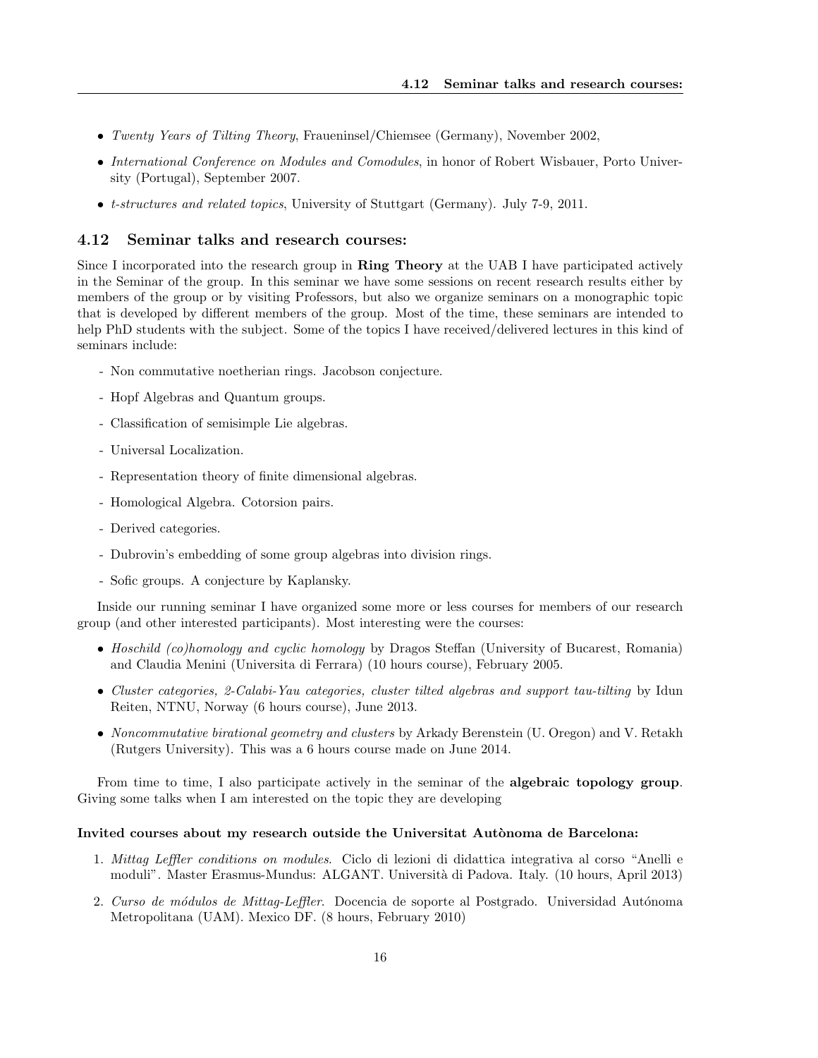- *Twenty Years of Tilting Theory*, Fraueninsel/Chiemsee (Germany), November 2002,
- *International Conference on Modules and Comodules*, in honor of Robert Wisbauer, Porto University (Portugal), September 2007.
- *t-structures and related topics*, University of Stuttgart (Germany). July 7-9, 2011.

### 4.12 Seminar talks and research courses:

Since I incorporated into the research group in **Ring Theory** at the UAB I have participated actively in the Seminar of the group. In this seminar we have some sessions on recent research results either by members of the group or by visiting Professors, but also we organize seminars on a monographic topic that is developed by different members of the group. Most of the time, these seminars are intended to help PhD students with the subject. Some of the topics I have received/delivered lectures in this kind of seminars include:

- Non commutative noetherian rings. Jacobson conjecture.
- Hopf Algebras and Quantum groups.
- Classification of semisimple Lie algebras.
- Universal Localization.
- Representation theory of finite dimensional algebras.
- Homological Algebra. Cotorsion pairs.
- Derived categories.
- Dubrovin's embedding of some group algebras into division rings.
- Sofic groups. A conjecture by Kaplansky.

Inside our running seminar I have organized some more or less courses for members of our research group (and other interested participants). Most interesting were the courses:

- *Hoschild (co)homology and cyclic homology* by Dragos Steffan (University of Bucarest, Romania) and Claudia Menini (Universita di Ferrara) (10 hours course), February 2005.
- *Cluster categories, 2-Calabi-Yau categories, cluster tilted algebras and support tau-tilting* by Idun Reiten, NTNU, Norway (6 hours course), June 2013.
- *Noncommutative birational geometry and clusters* by Arkady Berenstein (U. Oregon) and V. Retakh (Rutgers University). This was a 6 hours course made on June 2014.

From time to time, I also participate actively in the seminar of the **algebraic topology group**. Giving some talks when I am interested on the topic they are developing

**Invited courses about my research outside the Universitat Autònoma de Barcelona:**

1. *Mittag Leffler conditions on modules*. Ciclo di lezioni di didattica integrativa al corso "Anelli e moduli". Master Erasmus-Mundus: ALGANT. Università di Padova. Italy. (10 hours, April 2013)
2. *Curso de módulos de Mittag-Leffler*. Docencia de soporte al Postgrado. Universidad Autónoma Metropolitana (UAM). Mexico DF. (8 hours, February 2010)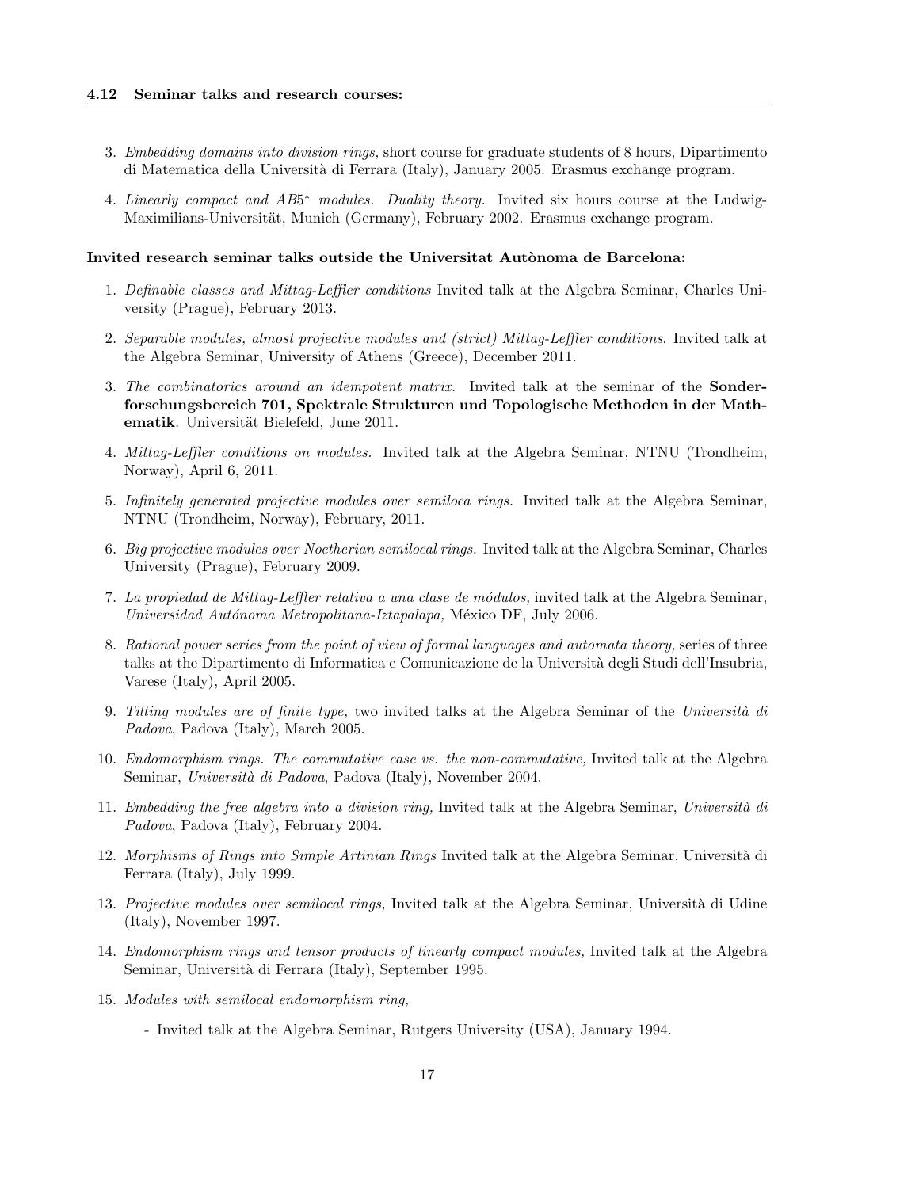3. *Embedding domains into division rings,* short course for graduate students of 8 hours, Dipartimento di Matematica della Università di Ferrara (Italy), January 2005. Erasmus exchange program.

4. *Linearly compact and AB5\* modules. Duality theory.* Invited six hours course at the Ludwig-Maximilians-Universität, Munich (Germany), February 2002. Erasmus exchange program.

**Invited research seminar talks outside the Universitat Autònoma de Barcelona:**

1. *Definable classes and Mittag-Leffler conditions* Invited talk at the Algebra Seminar, Charles University (Prague), February 2013.

2. *Separable modules, almost projective modules and (strict) Mittag-Leffler conditions.* Invited talk at the Algebra Seminar, University of Athens (Greece), December 2011.

3. *The combinatorics around an idempotent matrix.* Invited talk at the seminar of the **Sonderforschungsbereich 701, Spektrale Strukturen und Topologische Methoden in der Mathematik**. Universität Bielefeld, June 2011.

4. *Mittag-Leffler conditions on modules.* Invited talk at the Algebra Seminar, NTNU (Trondheim, Norway), April 6, 2011.

5. *Infinitely generated projective modules over semiloca rings.* Invited talk at the Algebra Seminar, NTNU (Trondheim, Norway), February, 2011.

6. *Big projective modules over Noetherian semilocal rings.* Invited talk at the Algebra Seminar, Charles University (Prague), February 2009.

7. *La propiedad de Mittag-Leffler relativa a una clase de módulos,* invited talk at the Algebra Seminar, *Universidad Autónoma Metropolitana-Iztapalapa,* México DF, July 2006.

8. *Rational power series from the point of view of formal languages and automata theory,* series of three talks at the Dipartimento di Informatica e Comunicazione de la Università degli Studi dell'Insubria, Varese (Italy), April 2005.

9. *Tilting modules are of finite type,* two invited talks at the Algebra Seminar of the *Università di Padova*, Padova (Italy), March 2005.

10. *Endomorphism rings. The commutative case vs. the non-commutative,* Invited talk at the Algebra Seminar, *Università di Padova*, Padova (Italy), November 2004.

11. *Embedding the free algebra into a division ring,* Invited talk at the Algebra Seminar, *Università di Padova*, Padova (Italy), February 2004.

12. *Morphisms of Rings into Simple Artinian Rings* Invited talk at the Algebra Seminar, Università di Ferrara (Italy), July 1999.

13. *Projective modules over semilocal rings,* Invited talk at the Algebra Seminar, Università di Udine (Italy), November 1997.

14. *Endomorphism rings and tensor products of linearly compact modules,* Invited talk at the Algebra Seminar, Università di Ferrara (Italy), September 1995.

15. *Modules with semilocal endomorphism ring,*
    - Invited talk at the Algebra Seminar, Rutgers University (USA), January 1994.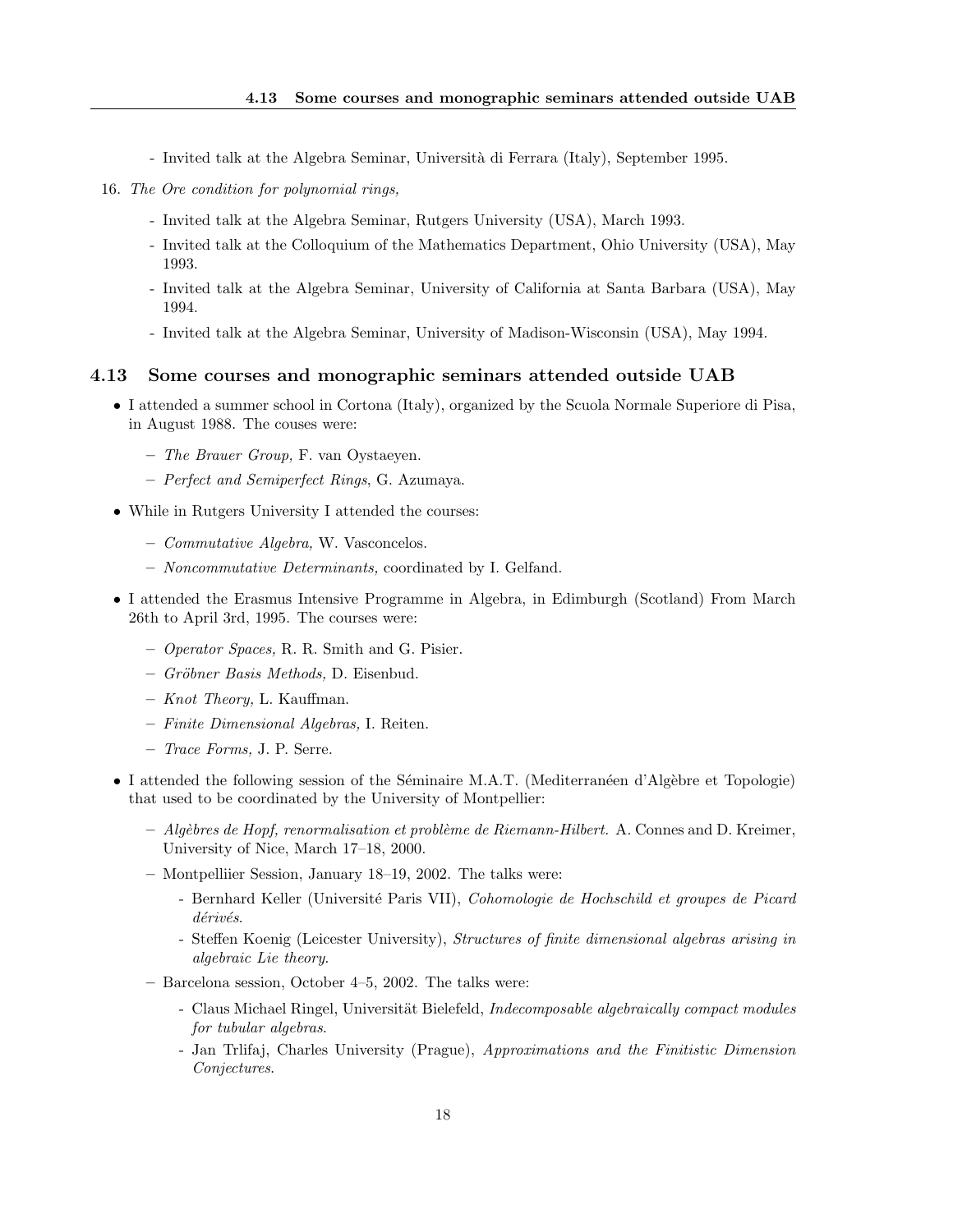- Invited talk at the Algebra Seminar, Università di Ferrara (Italy), September 1995.

16. *The Ore condition for polynomial rings,*
    - Invited talk at the Algebra Seminar, Rutgers University (USA), March 1993.
    - Invited talk at the Colloquium of the Mathematics Department, Ohio University (USA), May 1993.
    - Invited talk at the Algebra Seminar, University of California at Santa Barbara (USA), May 1994.
    - Invited talk at the Algebra Seminar, University of Madison-Wisconsin (USA), May 1994.

### 4.13 Some courses and monographic seminars attended outside UAB

- I attended a summer school in Cortona (Italy), organized by the Scuola Normale Superiore di Pisa, in August 1988. The couses were:
  - *The Brauer Group,* F. van Oystaeyen.
  - *Perfect and Semiperfect Rings*, G. Azumaya.
- While in Rutgers University I attended the courses:
  - *Commutative Algebra,* W. Vasconcelos.
  - *Noncommutative Determinants,* coordinated by I. Gelfand.
- I attended the Erasmus Intensive Programme in Algebra, in Edimburgh (Scotland) From March 26th to April 3rd, 1995. The courses were:
  - *Operator Spaces,* R. R. Smith and G. Pisier.
  - *Gröbner Basis Methods,* D. Eisenbud.
  - *Knot Theory,* L. Kauffman.
  - *Finite Dimensional Algebras,* I. Reiten.
  - *Trace Forms,* J. P. Serre.
- I attended the following session of the Séminaire M.A.T. (Mediterranéen d'Algèbre et Topologie) that used to be coordinated by the University of Montpellier:
  - *Algèbres de Hopf, renormalisation et problème de Riemann-Hilbert.* A. Connes and D. Kreimer, University of Nice, March 17–18, 2000.
  - Montpelliier Session, January 18–19, 2002. The talks were:
    - Bernhard Keller (Université Paris VII), *Cohomologie de Hochschild et groupes de Picard dérivés*.
    - Steffen Koenig (Leicester University), *Structures of finite dimensional algebras arising in algebraic Lie theory*.
  - Barcelona session, October 4–5, 2002. The talks were:
    - Claus Michael Ringel, Universität Bielefeld, *Indecomposable algebraically compact modules for tubular algebras*.
    - Jan Trlifaj, Charles University (Prague), *Approximations and the Finitistic Dimension Conjectures*.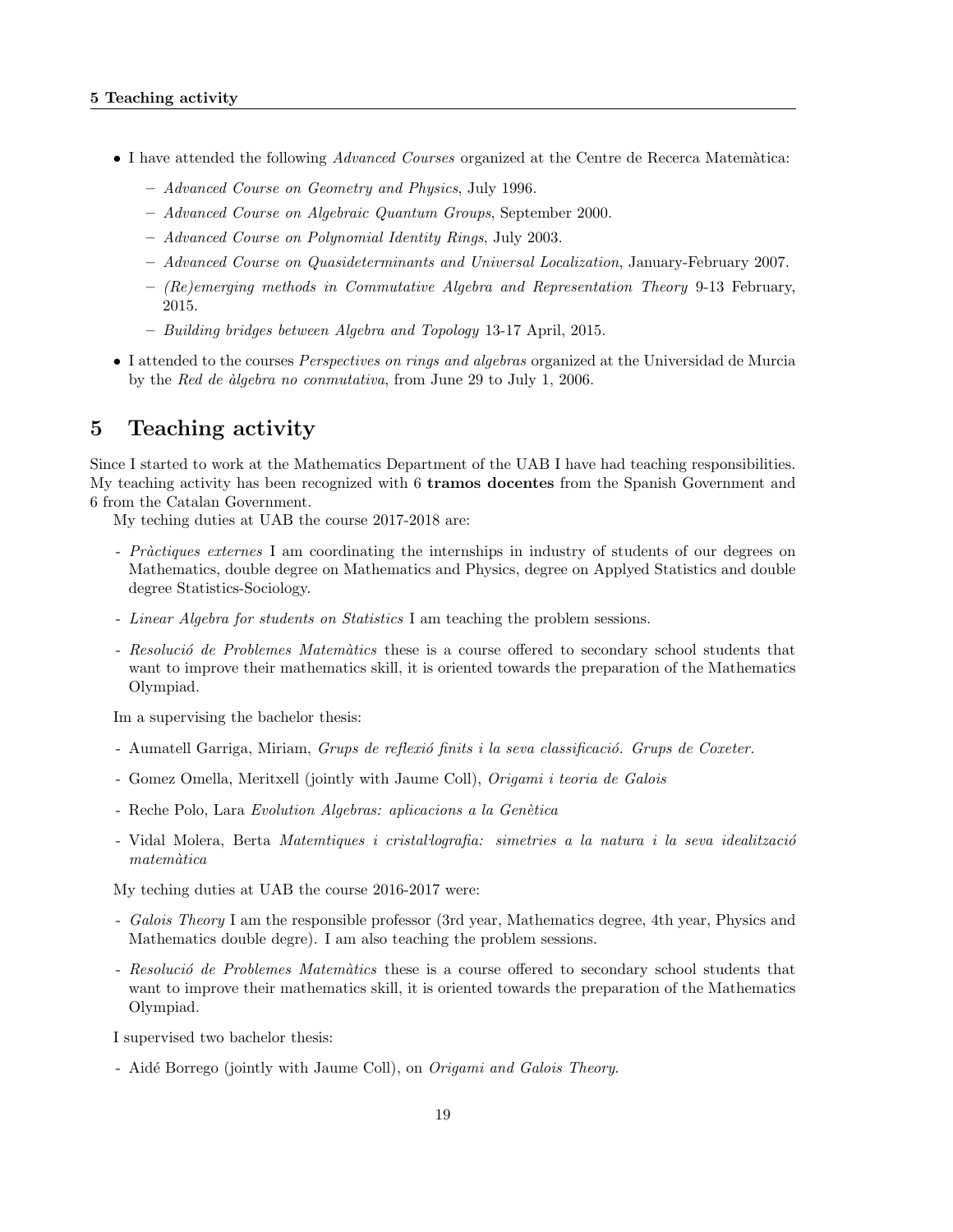- I have attended the following *Advanced Courses* organized at the Centre de Recerca Matemàtica:
  - *Advanced Course on Geometry and Physics*, July 1996.
  - *Advanced Course on Algebraic Quantum Groups*, September 2000.
  - *Advanced Course on Polynomial Identity Rings*, July 2003.
  - *Advanced Course on Quasideterminants and Universal Localization*, January-February 2007.
  - *(Re)emerging methods in Commutative Algebra and Representation Theory* 9-13 February, 2015.
  - *Building bridges between Algebra and Topology* 13-17 April, 2015.
- I attended to the courses *Perspectives on rings and algebras* organized at the Universidad de Murcia by the *Red de àlgebra no conmutativa*, from June 29 to July 1, 2006.

# 5 Teaching activity

Since I started to work at the Mathematics Department of the UAB I have had teaching responsibilities. My teaching activity has been recognized with 6 **tramos docentes** from the Spanish Government and 6 from the Catalan Government.

My teching duties at UAB the course 2017-2018 are:

- *Pràctiques externes* I am coordinating the internships in industry of students of our degrees on Mathematics, double degree on Mathematics and Physics, degree on Applyed Statistics and double degree Statistics-Sociology.
- *Linear Algebra for students on Statistics* I am teaching the problem sessions.
- *Resolució de Problemes Matemàtics* these is a course offered to secondary school students that want to improve their mathematics skill, it is oriented towards the preparation of the Mathematics Olympiad.

Im a supervising the bachelor thesis:

- Aumatell Garriga, Miriam, *Grups de reflexió finits i la seva classificació. Grups de Coxeter.*
- Gomez Omella, Meritxell (jointly with Jaume Coll), *Origami i teoria de Galois*
- Reche Polo, Lara *Evolution Algebras: aplicacions a la Genètica*
- Vidal Molera, Berta *Matemtiques i cristal·lografia: simetries a la natura i la seva idealització matemàtica*

My teching duties at UAB the course 2016-2017 were:

- *Galois Theory* I am the responsible professor (3rd year, Mathematics degree, 4th year, Physics and Mathematics double degre). I am also teaching the problem sessions.
- *Resolució de Problemes Matemàtics* these is a course offered to secondary school students that want to improve their mathematics skill, it is oriented towards the preparation of the Mathematics Olympiad.

I supervised two bachelor thesis:

- Aidé Borrego (jointly with Jaume Coll), on *Origami and Galois Theory*.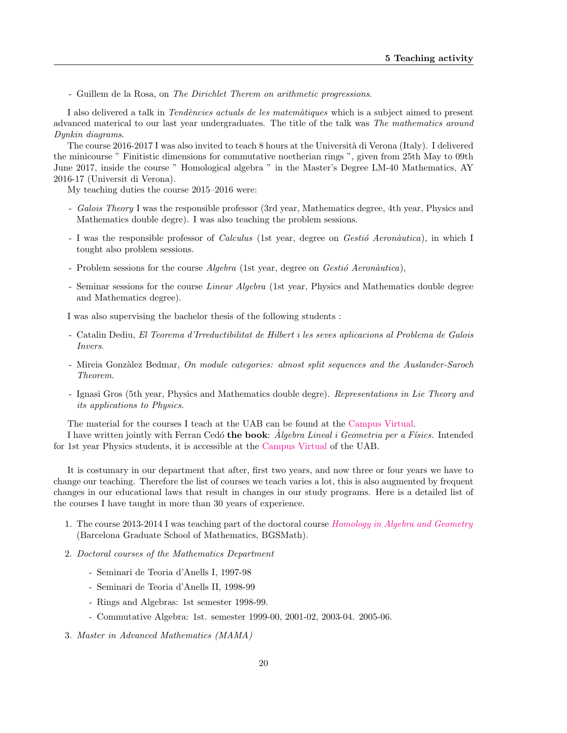- Guillem de la Rosa, on *The Dirichlet Therem on arithmetic progressions*.

I also delivered a talk in *Tendències actuals de les matemàtiques* which is a subject aimed to present advanced materical to our last year undergraduates. The title of the talk was *The mathematics around Dynkin diagrams*.

The course 2016-2017 I was also invited to teach 8 hours at the Università di Verona (Italy). I delivered the minicourse " Finitistic dimensions for commutative noetherian rings ", given from 25th May to 09th June 2017, inside the course " Homological algebra " in the Master's Degree LM-40 Mathematics, AY 2016-17 (Universit di Verona).

My teaching duties the course 2015–2016 were:

- *Galois Theory* I was the responsible professor (3rd year, Mathematics degree, 4th year, Physics and Mathematics double degre). I was also teaching the problem sessions.
- I was the responsible professor of *Calculus* (1st year, degree on *Gestió Aeronàutica*), in which I tought also problem sessions.
- Problem sessions for the course *Algebra* (1st year, degree on *Gestió Aeronàutica*),
- Seminar sessions for the course *Linear Algebra* (1st year, Physics and Mathematics double degree and Mathematics degree).

I was also supervising the bachelor thesis of the following students :

- Catalin Dediu, *El Teorema d'Irreductibilitat de Hilbert i les seves aplicacions al Problema de Galois Invers*.
- Mireia Gonzàlez Bedmar, *On module categories: almost split sequences and the Auslander-Saroch Theorem*.
- Ignasi Gros (5th year, Physics and Mathematics double degre). *Representations in Lie Theory and its applications to Physics*.

The material for the courses I teach at the UAB can be found at the Campus Virtual.

I have written jointly with Ferran Cedó **the book**: *Àlgebra Lineal i Geometria per a Físics.* Intended for 1st year Physics students, it is accessible at the Campus Virtual of the UAB.

It is costumary in our department that after, first two years, and now three or four years we have to change our teaching. Therefore the list of courses we teach varies a lot, this is also augmented by frequent changes in our educational laws that result in changes in our study programs. Here is a detailed list of the courses I have taught in more than 30 years of experience.

1. The course 2013-2014 I was teaching part of the doctoral course *Homology in Algebra and Geometry* (Barcelona Graduate School of Mathematics, BGSMath).
2. *Doctoral courses of the Mathematics Department*
   - Seminari de Teoria d'Anells I, 1997-98
   - Seminari de Teoria d'Anells II, 1998-99
   - Rings and Algebras: 1st semester 1998-99.
   - Commutative Algebra: 1st. semester 1999-00, 2001-02, 2003-04. 2005-06.
3. *Master in Advanced Mathematics (MAMA)*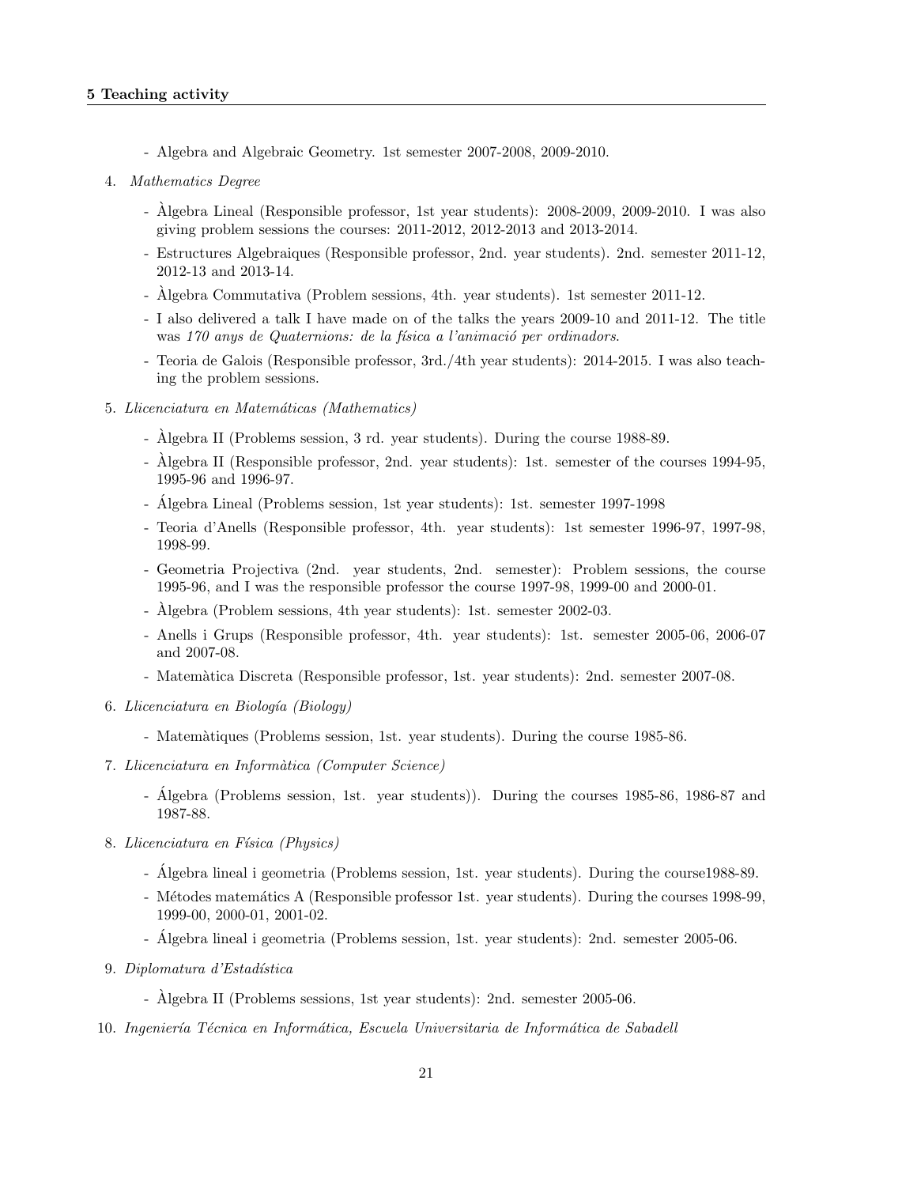- Algebra and Algebraic Geometry. 1st semester 2007-2008, 2009-2010.

4. *Mathematics Degree*

   - Àlgebra Lineal (Responsible professor, 1st year students): 2008-2009, 2009-2010. I was also giving problem sessions the courses: 2011-2012, 2012-2013 and 2013-2014.
   - Estructures Algebraiques (Responsible professor, 2nd. year students). 2nd. semester 2011-12, 2012-13 and 2013-14.
   - Àlgebra Commutativa (Problem sessions, 4th. year students). 1st semester 2011-12.
   - I also delivered a talk I have made on of the talks the years 2009-10 and 2011-12. The title was *170 anys de Quaternions: de la física a l'animació per ordinadors*.
   - Teoria de Galois (Responsible professor, 3rd./4th year students): 2014-2015. I was also teaching the problem sessions.

5. *Llicenciatura en Matemáticas (Mathematics)*

   - Àlgebra II (Problems session, 3 rd. year students). During the course 1988-89.
   - Àlgebra II (Responsible professor, 2nd. year students): 1st. semester of the courses 1994-95, 1995-96 and 1996-97.
   - Álgebra Lineal (Problems session, 1st year students): 1st. semester 1997-1998
   - Teoria d'Anells (Responsible professor, 4th. year students): 1st semester 1996-97, 1997-98, 1998-99.
   - Geometria Projectiva (2nd. year students, 2nd. semester): Problem sessions, the course 1995-96, and I was the responsible professor the course 1997-98, 1999-00 and 2000-01.
   - Àlgebra (Problem sessions, 4th year students): 1st. semester 2002-03.
   - Anells i Grups (Responsible professor, 4th. year students): 1st. semester 2005-06, 2006-07 and 2007-08.
   - Matemàtica Discreta (Responsible professor, 1st. year students): 2nd. semester 2007-08.

6. *Llicenciatura en Biología (Biology)*

   - Matemàtiques (Problems session, 1st. year students). During the course 1985-86.

7. *Llicenciatura en Informàtica (Computer Science)*

   - Álgebra (Problems session, 1st. year students)). During the courses 1985-86, 1986-87 and 1987-88.

8. *Llicenciatura en Física (Physics)*

   - Álgebra lineal i geometria (Problems session, 1st. year students). During the course1988-89.
   - Métodes matemátics A (Responsible professor 1st. year students). During the courses 1998-99, 1999-00, 2000-01, 2001-02.
   - Álgebra lineal i geometria (Problems session, 1st. year students): 2nd. semester 2005-06.

9. *Diplomatura d'Estadística*

   - Àlgebra II (Problems sessions, 1st year students): 2nd. semester 2005-06.

10. *Ingeniería Técnica en Informática, Escuela Universitaria de Informática de Sabadell*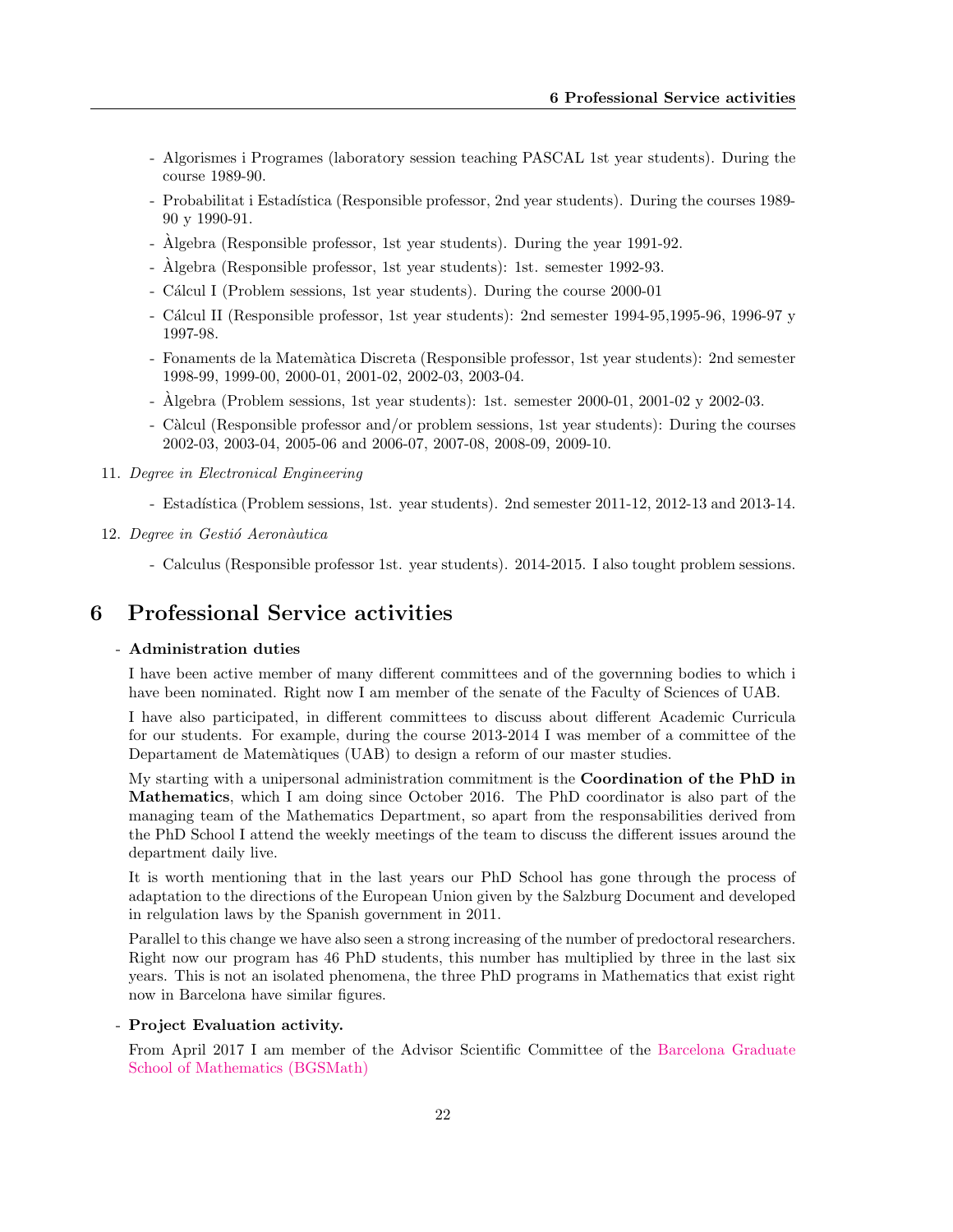- Algorismes i Programes (laboratory session teaching PASCAL 1st year students). During the course 1989-90.
- Probabilitat i Estadística (Responsible professor, 2nd year students). During the courses 1989-90 y 1990-91.
- Àlgebra (Responsible professor, 1st year students). During the year 1991-92.
- Àlgebra (Responsible professor, 1st year students): 1st. semester 1992-93.
- Cálcul I (Problem sessions, 1st year students). During the course 2000-01
- Cálcul II (Responsible professor, 1st year students): 2nd semester 1994-95,1995-96, 1996-97 y 1997-98.
- Fonaments de la Matemàtica Discreta (Responsible professor, 1st year students): 2nd semester 1998-99, 1999-00, 2000-01, 2001-02, 2002-03, 2003-04.
- Àlgebra (Problem sessions, 1st year students): 1st. semester 2000-01, 2001-02 y 2002-03.
- Càlcul (Responsible professor and/or problem sessions, 1st year students): During the courses 2002-03, 2003-04, 2005-06 and 2006-07, 2007-08, 2008-09, 2009-10.

11. *Degree in Electronical Engineering*
    - Estadística (Problem sessions, 1st. year students). 2nd semester 2011-12, 2012-13 and 2013-14.
12. *Degree in Gestió Aeronàutica*
    - Calculus (Responsible professor 1st. year students). 2014-2015. I also tought problem sessions.

# 6 Professional Service activities

- **Administration duties**

  I have been active member of many different committees and of the governning bodies to which i have been nominated. Right now I am member of the senate of the Faculty of Sciences of UAB.

  I have also participated, in different committees to discuss about different Academic Curricula for our students. For example, during the course 2013-2014 I was member of a committee of the Departament de Matemàtiques (UAB) to design a reform of our master studies.

  My starting with a unipersonal administration commitment is the **Coordination of the PhD in Mathematics**, which I am doing since October 2016. The PhD coordinator is also part of the managing team of the Mathematics Department, so apart from the responsabilities derived from the PhD School I attend the weekly meetings of the team to discuss the different issues around the department daily live.

  It is worth mentioning that in the last years our PhD School has gone through the process of adaptation to the directions of the European Union given by the Salzburg Document and developed in relgulation laws by the Spanish government in 2011.

  Parallel to this change we have also seen a strong increasing of the number of predoctoral researchers. Right now our program has 46 PhD students, this number has multiplied by three in the last six years. This is not an isolated phenomena, the three PhD programs in Mathematics that exist right now in Barcelona have similar figures.

- **Project Evaluation activity.**

  From April 2017 I am member of the Advisor Scientific Committee of the Barcelona Graduate School of Mathematics (BGSMath)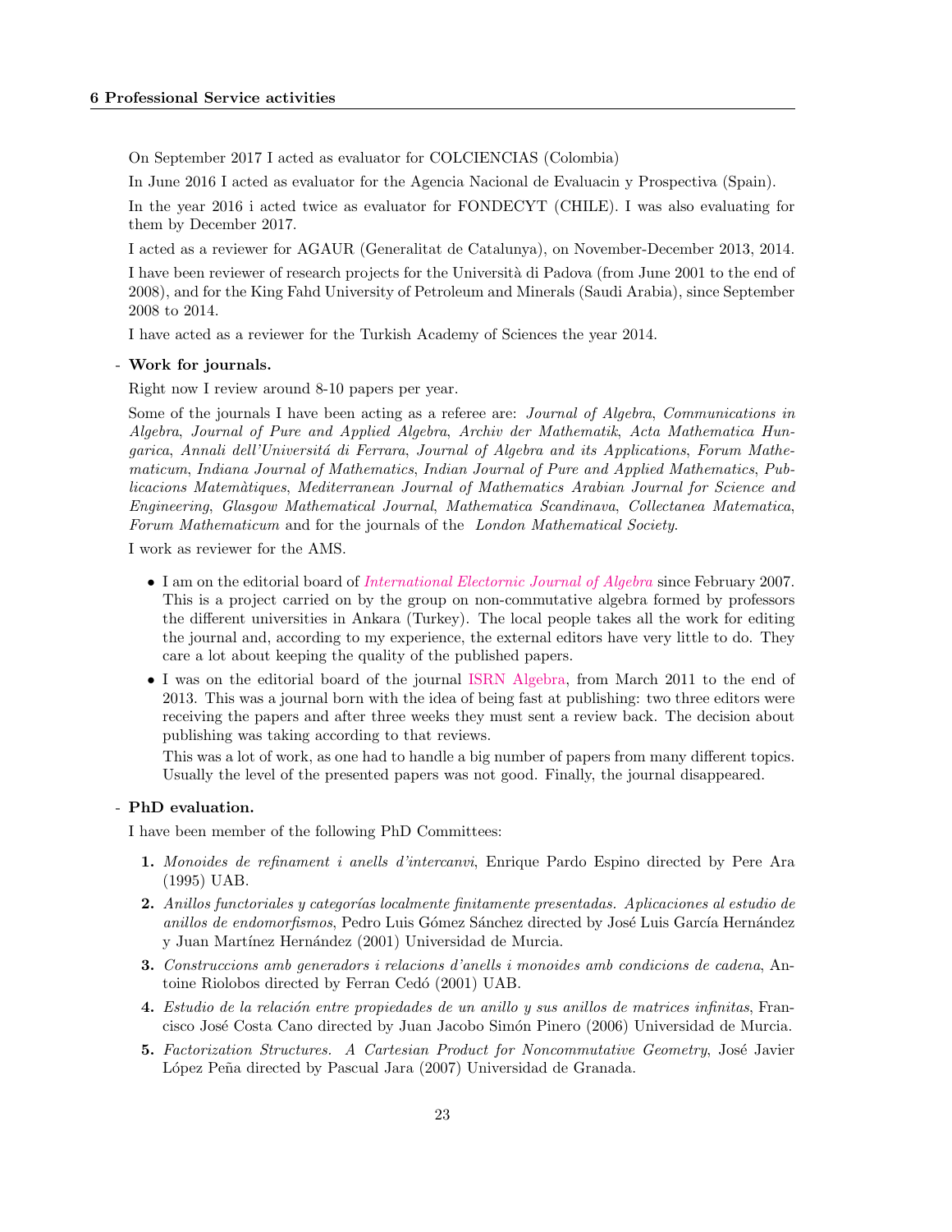## 6 Professional Service activities

On September 2017 I acted as evaluator for COLCIENCIAS (Colombia)

In June 2016 I acted as evaluator for the Agencia Nacional de Evaluacin y Prospectiva (Spain).

In the year 2016 i acted twice as evaluator for FONDECYT (CHILE). I was also evaluating for them by December 2017.

I acted as a reviewer for AGAUR (Generalitat de Catalunya), on November-December 2013, 2014.

I have been reviewer of research projects for the Università di Padova (from June 2001 to the end of 2008), and for the King Fahd University of Petroleum and Minerals (Saudi Arabia), since September 2008 to 2014.

I have acted as a reviewer for the Turkish Academy of Sciences the year 2014.

- **Work for journals.**

  Right now I review around 8-10 papers per year.

  Some of the journals I have been acting as a referee are: *Journal of Algebra*, *Communications in Algebra*, *Journal of Pure and Applied Algebra*, *Archiv der Mathematik*, *Acta Mathematica Hungarica*, *Annali dell'Universitá di Ferrara*, *Journal of Algebra and its Applications*, *Forum Mathematicum*, *Indiana Journal of Mathematics*, *Indian Journal of Pure and Applied Mathematics*, *Publicacions Matemàtiques*, *Mediterranean Journal of Mathematics Arabian Journal for Science and Engineering*, *Glasgow Mathematical Journal*, *Mathematica Scandinava*, *Collectanea Matematica*, *Forum Mathematicum* and for the journals of the *London Mathematical Society*.

  I work as reviewer for the AMS.

  - I am on the editorial board of *International Electornic Journal of Algebra* since February 2007. This is a project carried on by the group on non-commutative algebra formed by professors the different universities in Ankara (Turkey). The local people takes all the work for editing the journal and, according to my experience, the external editors have very little to do. They care a lot about keeping the quality of the published papers.
  - I was on the editorial board of the journal ISRN Algebra, from March 2011 to the end of 2013. This was a journal born with the idea of being fast at publishing: two three editors were receiving the papers and after three weeks they must sent a review back. The decision about publishing was taking according to that reviews.

    This was a lot of work, as one had to handle a big number of papers from many different topics. Usually the level of the presented papers was not good. Finally, the journal disappeared.

- **PhD evaluation.**

  I have been member of the following PhD Committees:

  1. *Monoides de refinament i anells d'intercanvi*, Enrique Pardo Espino directed by Pere Ara (1995) UAB.
  2. *Anillos functoriales y categorías localmente finitamente presentadas. Aplicaciones al estudio de anillos de endomorfismos*, Pedro Luis Gómez Sánchez directed by José Luis García Hernández y Juan Martínez Hernández (2001) Universidad de Murcia.
  3. *Construccions amb generadors i relacions d'anells i monoides amb condicions de cadena*, Antoine Riolobos directed by Ferran Cedó (2001) UAB.
  4. *Estudio de la relación entre propiedades de un anillo y sus anillos de matrices infinitas*, Francisco José Costa Cano directed by Juan Jacobo Simón Pinero (2006) Universidad de Murcia.
  5. *Factorization Structures. A Cartesian Product for Noncommutative Geometry*, José Javier López Peña directed by Pascual Jara (2007) Universidad de Granada.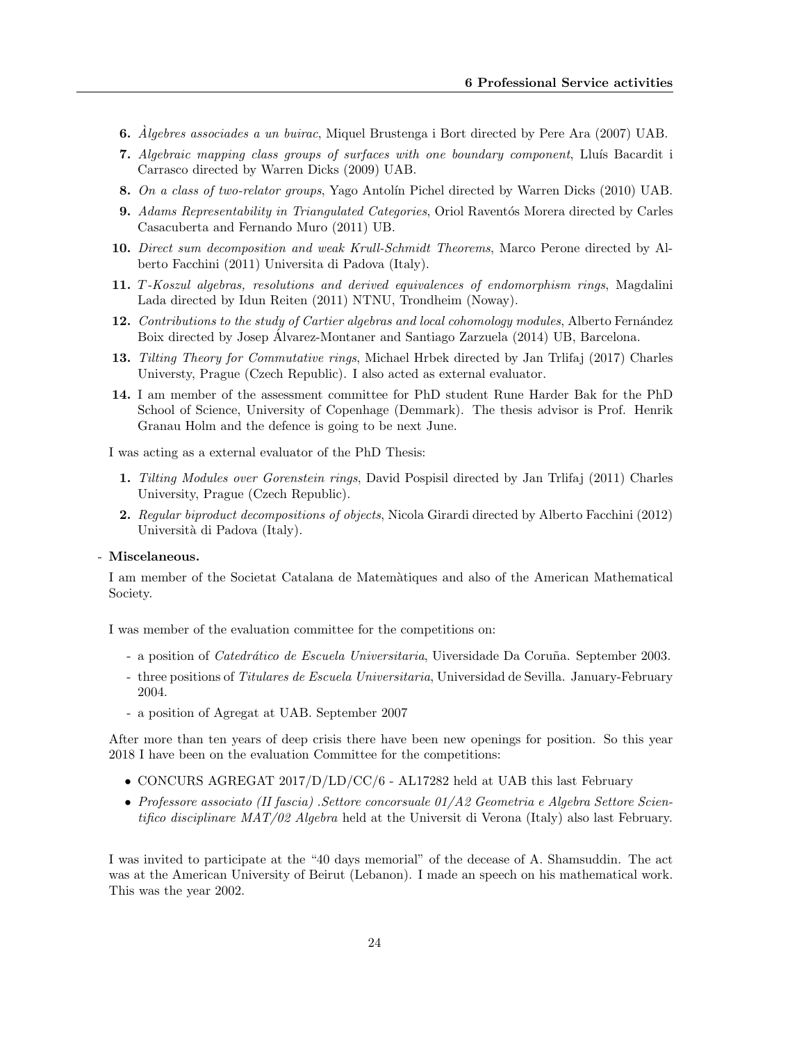6. *Àlgebres associades a un buirac*, Miquel Brustenga i Bort directed by Pere Ara (2007) UAB.
7. *Algebraic mapping class groups of surfaces with one boundary component*, Lluís Bacardit i Carrasco directed by Warren Dicks (2009) UAB.
8. *On a class of two-relator groups*, Yago Antolín Pichel directed by Warren Dicks (2010) UAB.
9. *Adams Representability in Triangulated Categories*, Oriol Raventós Morera directed by Carles Casacuberta and Fernando Muro (2011) UB.
10. *Direct sum decomposition and weak Krull-Schmidt Theorems*, Marco Perone directed by Alberto Facchini (2011) Universita di Padova (Italy).
11. *T-Koszul algebras, resolutions and derived equivalences of endomorphism rings*, Magdalini Lada directed by Idun Reiten (2011) NTNU, Trondheim (Noway).
12. *Contributions to the study of Cartier algebras and local cohomology modules*, Alberto Fernández Boix directed by Josep Álvarez-Montaner and Santiago Zarzuela (2014) UB, Barcelona.
13. *Tilting Theory for Commutative rings*, Michael Hrbek directed by Jan Trlifaj (2017) Charles Universty, Prague (Czech Republic). I also acted as external evaluator.
14. I am member of the assessment committee for PhD student Rune Harder Bak for the PhD School of Science, University of Copenhage (Demmark). The thesis advisor is Prof. Henrik Granau Holm and the defence is going to be next June.

I was acting as a external evaluator of the PhD Thesis:

1. *Tilting Modules over Gorenstein rings*, David Pospisil directed by Jan Trlifaj (2011) Charles University, Prague (Czech Republic).
2. *Regular biproduct decompositions of objects*, Nicola Girardi directed by Alberto Facchini (2012) Università di Padova (Italy).

- **Miscelaneous.**

I am member of the Societat Catalana de Matemàtiques and also of the American Mathematical Society.

I was member of the evaluation committee for the competitions on:

- a position of *Catedrático de Escuela Universitaria*, Uiversidade Da Coruña. September 2003.
- three positions of *Titulares de Escuela Universitaria*, Universidad de Sevilla. January-February 2004.
- a position of Agregat at UAB. September 2007

After more than ten years of deep crisis there have been new openings for position. So this year 2018 I have been on the evaluation Committee for the competitions:

- CONCURS AGREGAT 2017/D/LD/CC/6 - AL17282 held at UAB this last February
- *Professore associato (II fascia) .Settore concorsuale 01/A2 Geometria e Algebra Settore Scientifico disciplinare MAT/02 Algebra* held at the Universit di Verona (Italy) also last February.

I was invited to participate at the "40 days memorial" of the decease of A. Shamsuddin. The act was at the American University of Beirut (Lebanon). I made an speech on his mathematical work. This was the year 2002.